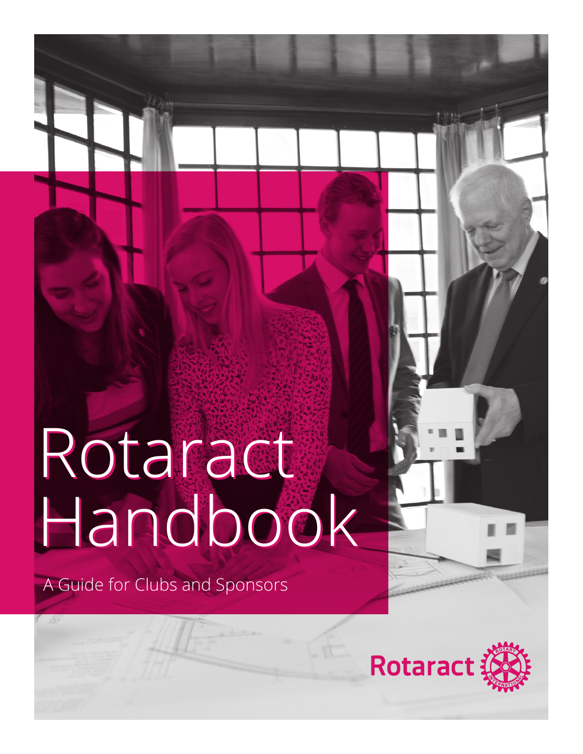# Rotaract Handbook

A Guide for Clubs and Sponsors

Rotaract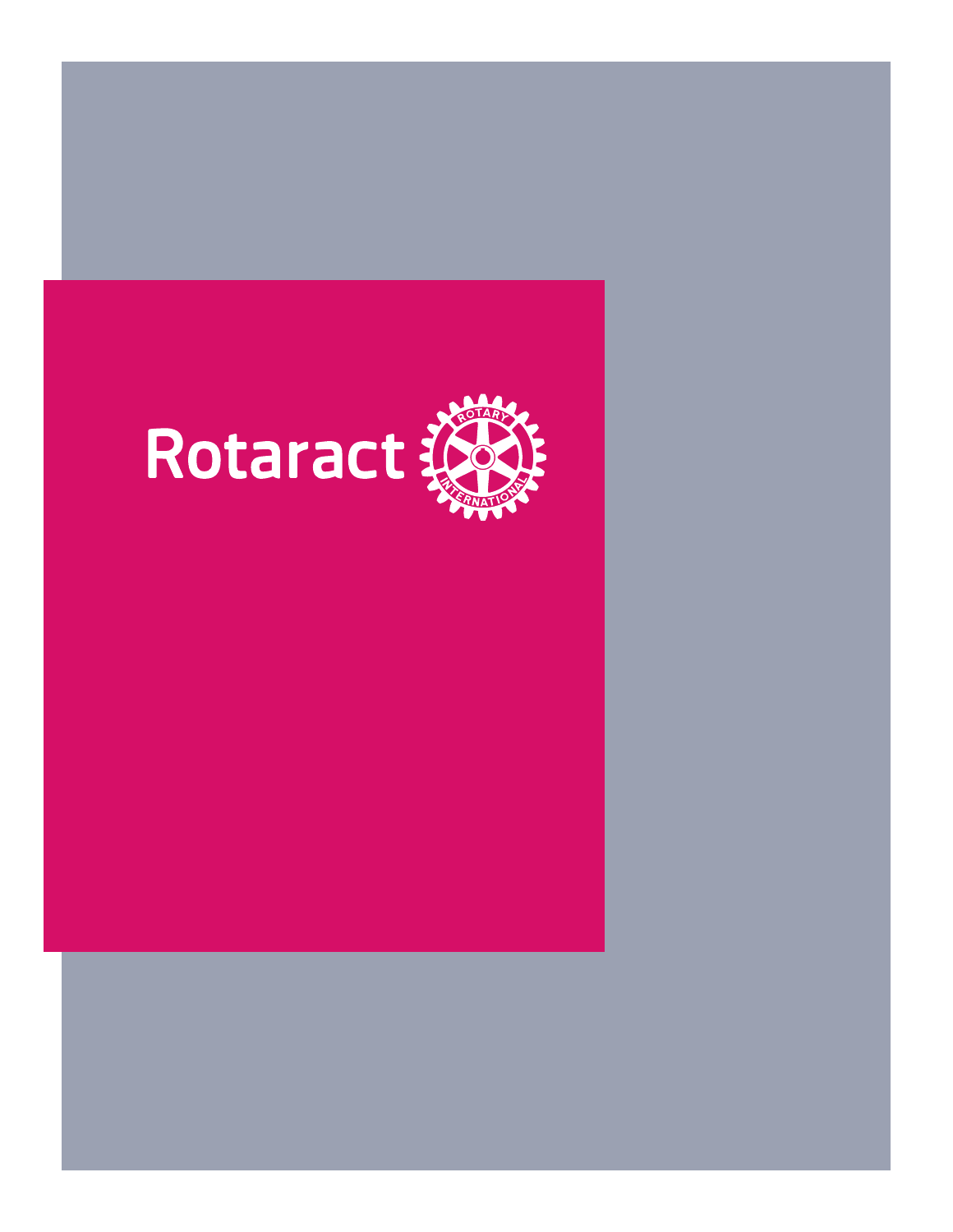Rotaract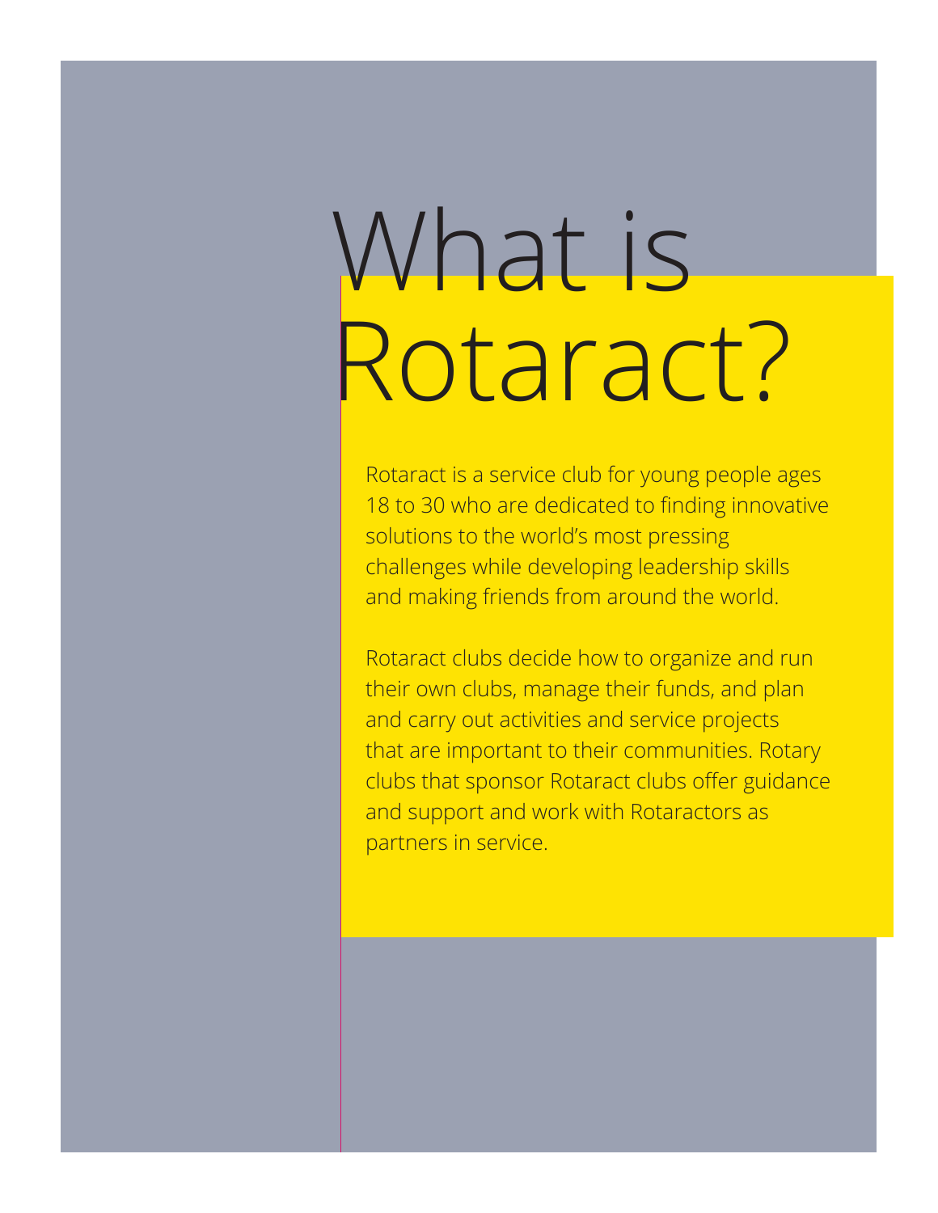# What is Rotaract?

Rotaract is a service club for young people ages 18 to 30 who are dedicated to finding innovative solutions to the world's most pressing challenges while developing leadership skills and making friends from around the world.

Rotaract clubs decide how to organize and run their own clubs, manage their funds, and plan and carry out activities and service projects that are important to their communities. Rotary clubs that sponsor Rotaract clubs offer guidance and support and work with Rotaractors as partners in service.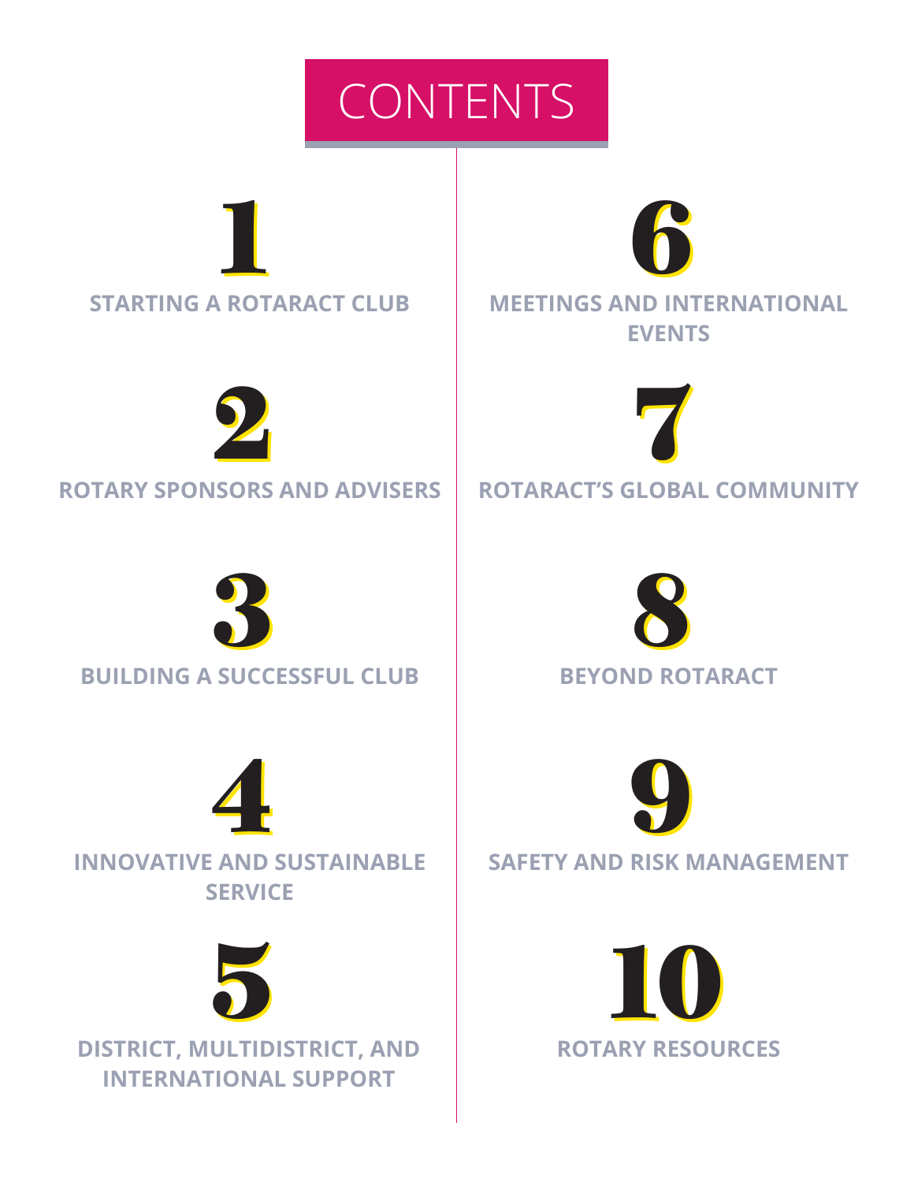# CONTENTS

1. STARTING A ROTARACT CLUB
2. ROTARY SPONSORS AND ADVISERS
3. BUILDING A SUCCESSFUL CLUB
4. INNOVATIVE AND SUSTAINABLE SERVICE
5. DISTRICT, MULTIDISTRICT, AND INTERNATIONAL SUPPORT
6. MEETINGS AND INTERNATIONAL EVENTS
7. ROTARACT'S GLOBAL COMMUNITY
8. BEYOND ROTARACT
9. SAFETY AND RISK MANAGEMENT
10. ROTARY RESOURCES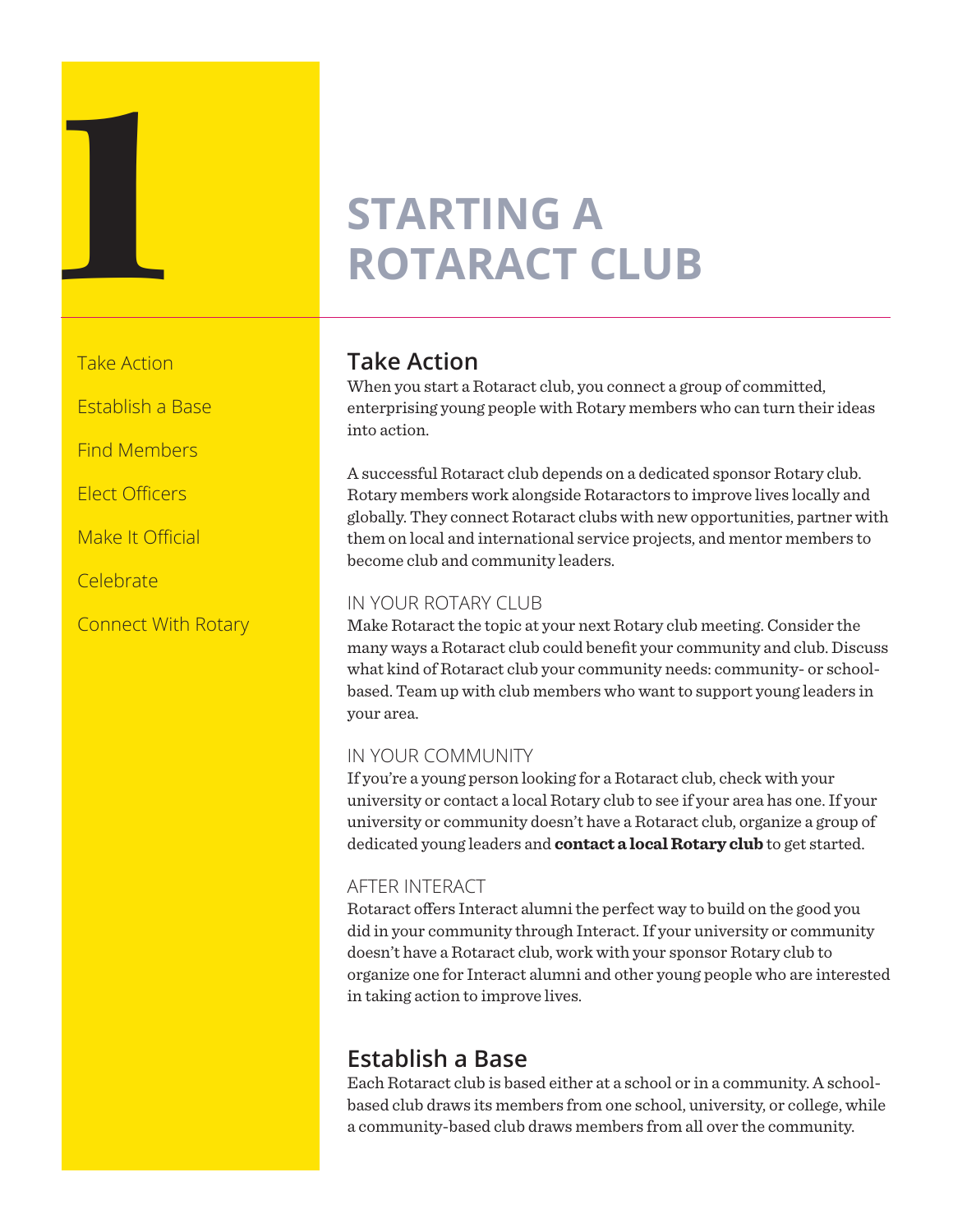# 1 STARTING A ROTARACT CLUB

- Take Action
- Establish a Base
- Find Members
- Elect Officers
- Make It Official
- Celebrate
- Connect With Rotary

## Take Action

When you start a Rotaract club, you connect a group of committed, enterprising young people with Rotary members who can turn their ideas into action.

A successful Rotaract club depends on a dedicated sponsor Rotary club. Rotary members work alongside Rotaractors to improve lives locally and globally. They connect Rotaract clubs with new opportunities, partner with them on local and international service projects, and mentor members to become club and community leaders.

### IN YOUR ROTARY CLUB

Make Rotaract the topic at your next Rotary club meeting. Consider the many ways a Rotaract club could benefit your community and club. Discuss what kind of Rotaract club your community needs: community- or school-based. Team up with club members who want to support young leaders in your area.

### IN YOUR COMMUNITY

If you're a young person looking for a Rotaract club, check with your university or contact a local Rotary club to see if your area has one. If your university or community doesn't have a Rotaract club, organize a group of dedicated young leaders and **contact a local Rotary club** to get started.

### AFTER INTERACT

Rotaract offers Interact alumni the perfect way to build on the good you did in your community through Interact. If your university or community doesn't have a Rotaract club, work with your sponsor Rotary club to organize one for Interact alumni and other young people who are interested in taking action to improve lives.

## Establish a Base

Each Rotaract club is based either at a school or in a community. A school-based club draws its members from one school, university, or college, while a community-based club draws members from all over the community.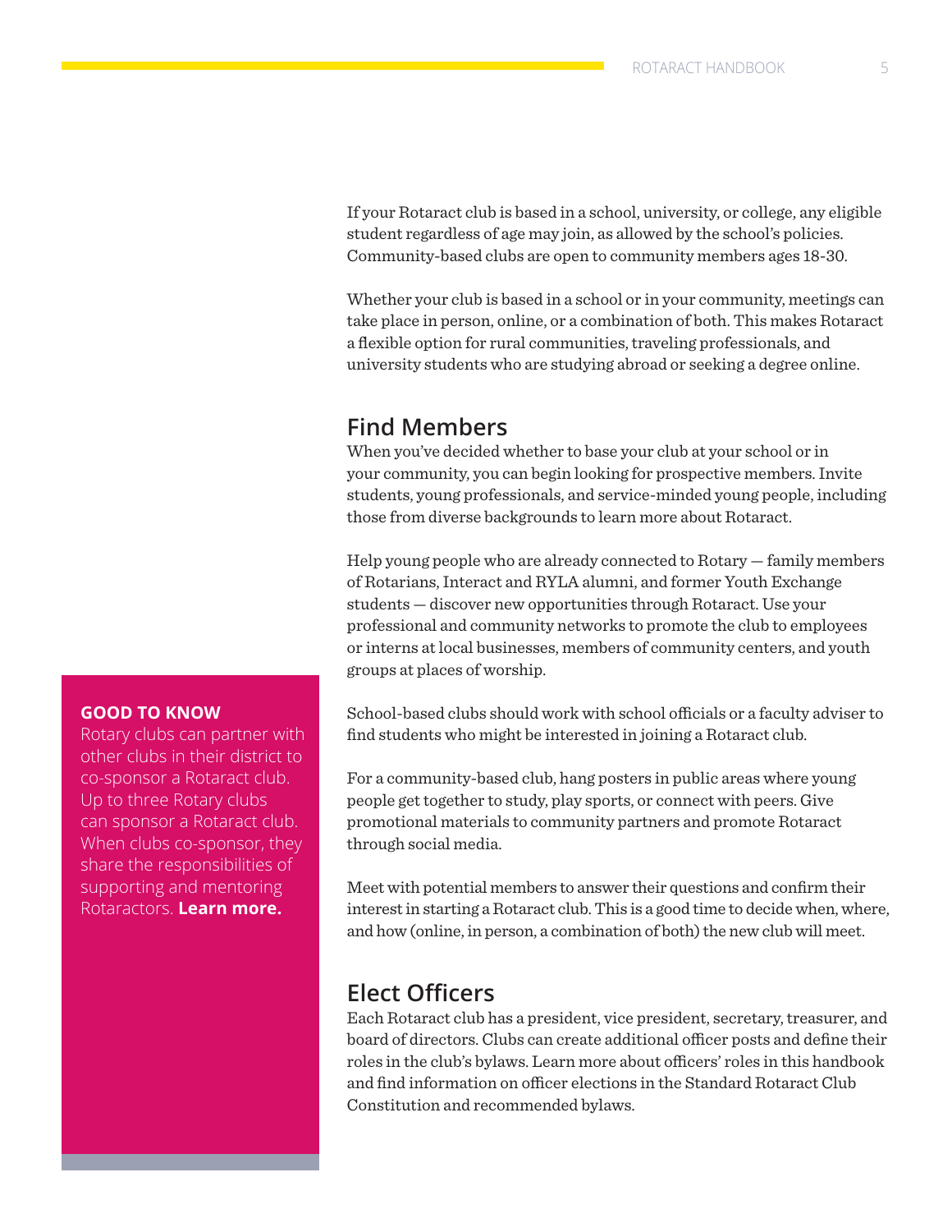If your Rotaract club is based in a school, university, or college, any eligible student regardless of age may join, as allowed by the school's policies. Community-based clubs are open to community members ages 18-30.

Whether your club is based in a school or in your community, meetings can take place in person, online, or a combination of both. This makes Rotaract a flexible option for rural communities, traveling professionals, and university students who are studying abroad or seeking a degree online.

## Find Members

When you've decided whether to base your club at your school or in your community, you can begin looking for prospective members. Invite students, young professionals, and service-minded young people, including those from diverse backgrounds to learn more about Rotaract.

Help young people who are already connected to Rotary — family members of Rotarians, Interact and RYLA alumni, and former Youth Exchange students — discover new opportunities through Rotaract. Use your professional and community networks to promote the club to employees or interns at local businesses, members of community centers, and youth groups at places of worship.

School-based clubs should work with school officials or a faculty adviser to find students who might be interested in joining a Rotaract club.

For a community-based club, hang posters in public areas where young people get together to study, play sports, or connect with peers. Give promotional materials to community partners and promote Rotaract through social media.

Meet with potential members to answer their questions and confirm their interest in starting a Rotaract club. This is a good time to decide when, where, and how (online, in person, a combination of both) the new club will meet.

**GOOD TO KNOW**

Rotary clubs can partner with other clubs in their district to co-sponsor a Rotaract club. Up to three Rotary clubs can sponsor a Rotaract club. When clubs co-sponsor, they share the responsibilities of supporting and mentoring Rotaractors. **Learn more.**

## Elect Officers

Each Rotaract club has a president, vice president, secretary, treasurer, and board of directors. Clubs can create additional officer posts and define their roles in the club's bylaws. Learn more about officers' roles in this handbook and find information on officer elections in the Standard Rotaract Club Constitution and recommended bylaws.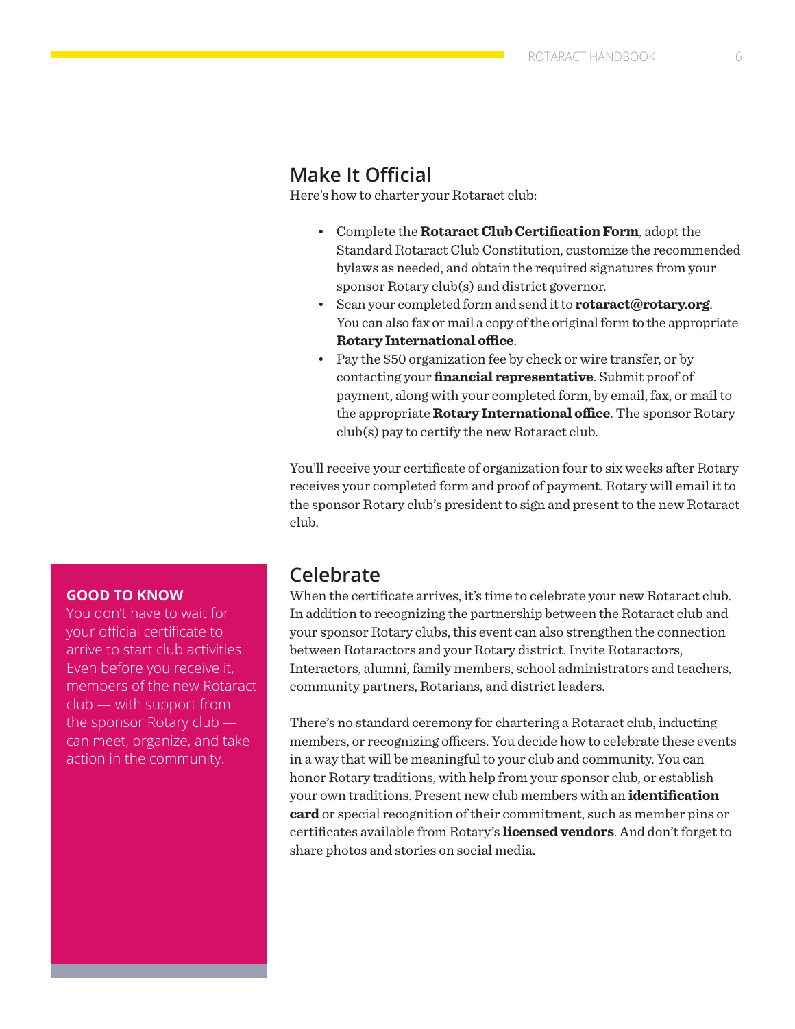## Make It Official

Here's how to charter your Rotaract club:

- Complete the **Rotaract Club Certification Form**, adopt the Standard Rotaract Club Constitution, customize the recommended bylaws as needed, and obtain the required signatures from your sponsor Rotary club(s) and district governor.
- Scan your completed form and send it to **rotaract@rotary.org**. You can also fax or mail a copy of the original form to the appropriate **Rotary International office**.
- Pay the $50 organization fee by check or wire transfer, or by contacting your **financial representative**. Submit proof of payment, along with your completed form, by email, fax, or mail to the appropriate **Rotary International office**. The sponsor Rotary club(s) pay to certify the new Rotaract club.

You'll receive your certificate of organization four to six weeks after Rotary receives your completed form and proof of payment. Rotary will email it to the sponsor Rotary club's president to sign and present to the new Rotaract club.

**GOOD TO KNOW**

You don't have to wait for your official certificate to arrive to start club activities. Even before you receive it, members of the new Rotaract club — with support from the sponsor Rotary club — can meet, organize, and take action in the community.

## Celebrate

When the certificate arrives, it's time to celebrate your new Rotaract club. In addition to recognizing the partnership between the Rotaract club and your sponsor Rotary clubs, this event can also strengthen the connection between Rotaractors and your Rotary district. Invite Rotaractors, Interactors, alumni, family members, school administrators and teachers, community partners, Rotarians, and district leaders.

There's no standard ceremony for chartering a Rotaract club, inducting members, or recognizing officers. You decide how to celebrate these events in a way that will be meaningful to your club and community. You can honor Rotary traditions, with help from your sponsor club, or establish your own traditions. Present new club members with an **identification card** or special recognition of their commitment, such as member pins or certificates available from Rotary's **licensed vendors**. And don't forget to share photos and stories on social media.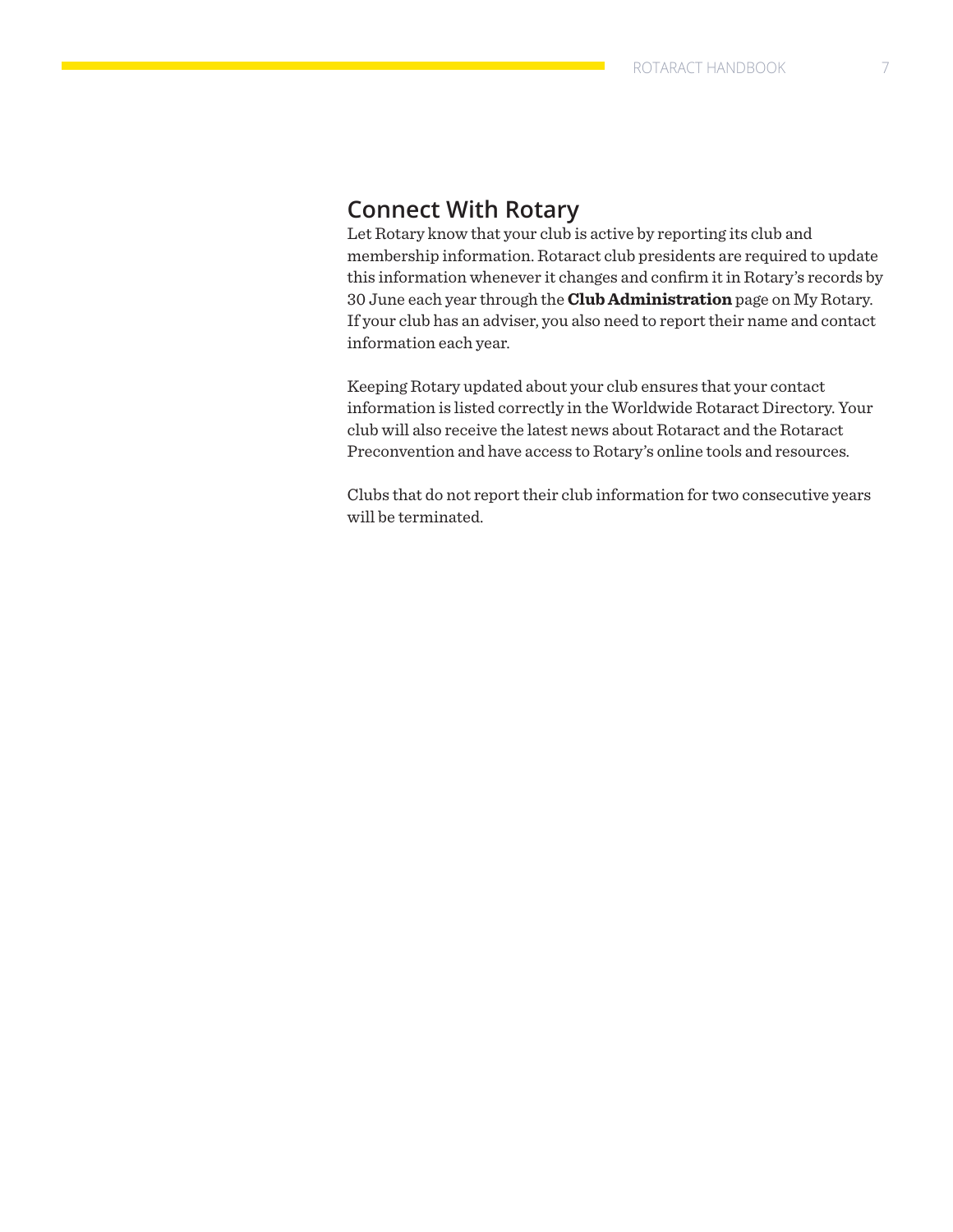## Connect With Rotary

Let Rotary know that your club is active by reporting its club and membership information. Rotaract club presidents are required to update this information whenever it changes and confirm it in Rotary's records by 30 June each year through the **Club Administration** page on My Rotary. If your club has an adviser, you also need to report their name and contact information each year.

Keeping Rotary updated about your club ensures that your contact information is listed correctly in the Worldwide Rotaract Directory. Your club will also receive the latest news about Rotaract and the Rotaract Preconvention and have access to Rotary's online tools and resources.

Clubs that do not report their club information for two consecutive years will be terminated.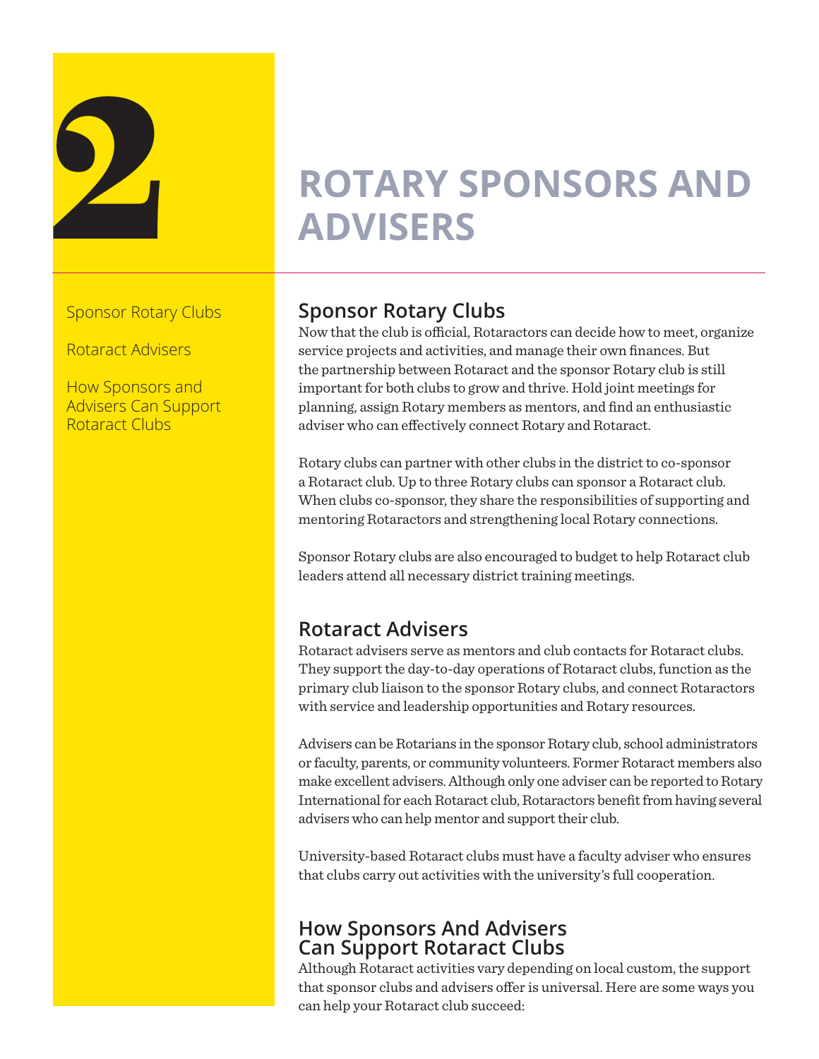# 2 ROTARY SPONSORS AND ADVISERS

Sponsor Rotary Clubs

Rotaract Advisers

How Sponsors and Advisers Can Support Rotaract Clubs

## Sponsor Rotary Clubs

Now that the club is official, Rotaractors can decide how to meet, organize service projects and activities, and manage their own finances. But the partnership between Rotaract and the sponsor Rotary club is still important for both clubs to grow and thrive. Hold joint meetings for planning, assign Rotary members as mentors, and find an enthusiastic adviser who can effectively connect Rotary and Rotaract.

Rotary clubs can partner with other clubs in the district to co-sponsor a Rotaract club. Up to three Rotary clubs can sponsor a Rotaract club. When clubs co-sponsor, they share the responsibilities of supporting and mentoring Rotaractors and strengthening local Rotary connections.

Sponsor Rotary clubs are also encouraged to budget to help Rotaract club leaders attend all necessary district training meetings.

## Rotaract Advisers

Rotaract advisers serve as mentors and club contacts for Rotaract clubs. They support the day-to-day operations of Rotaract clubs, function as the primary club liaison to the sponsor Rotary clubs, and connect Rotaractors with service and leadership opportunities and Rotary resources.

Advisers can be Rotarians in the sponsor Rotary club, school administrators or faculty, parents, or community volunteers. Former Rotaract members also make excellent advisers. Although only one adviser can be reported to Rotary International for each Rotaract club, Rotaractors benefit from having several advisers who can help mentor and support their club.

University-based Rotaract clubs must have a faculty adviser who ensures that clubs carry out activities with the university's full cooperation.

## How Sponsors And Advisers Can Support Rotaract Clubs

Although Rotaract activities vary depending on local custom, the support that sponsor clubs and advisers offer is universal. Here are some ways you can help your Rotaract club succeed: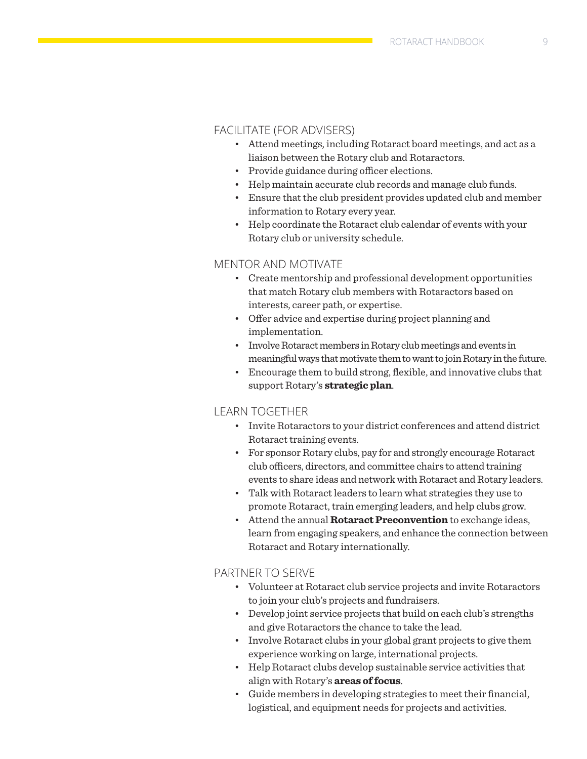### FACILITATE (FOR ADVISERS)

- Attend meetings, including Rotaract board meetings, and act as a liaison between the Rotary club and Rotaractors.
- Provide guidance during officer elections.
- Help maintain accurate club records and manage club funds.
- Ensure that the club president provides updated club and member information to Rotary every year.
- Help coordinate the Rotaract club calendar of events with your Rotary club or university schedule.

### MENTOR AND MOTIVATE

- Create mentorship and professional development opportunities that match Rotary club members with Rotaractors based on interests, career path, or expertise.
- Offer advice and expertise during project planning and implementation.
- Involve Rotaract members in Rotary club meetings and events in meaningful ways that motivate them to want to join Rotary in the future.
- Encourage them to build strong, flexible, and innovative clubs that support Rotary's **strategic plan**.

### LEARN TOGETHER

- Invite Rotaractors to your district conferences and attend district Rotaract training events.
- For sponsor Rotary clubs, pay for and strongly encourage Rotaract club officers, directors, and committee chairs to attend training events to share ideas and network with Rotaract and Rotary leaders.
- Talk with Rotaract leaders to learn what strategies they use to promote Rotaract, train emerging leaders, and help clubs grow.
- Attend the annual **Rotaract Preconvention** to exchange ideas, learn from engaging speakers, and enhance the connection between Rotaract and Rotary internationally.

### PARTNER TO SERVE

- Volunteer at Rotaract club service projects and invite Rotaractors to join your club's projects and fundraisers.
- Develop joint service projects that build on each club's strengths and give Rotaractors the chance to take the lead.
- Involve Rotaract clubs in your global grant projects to give them experience working on large, international projects.
- Help Rotaract clubs develop sustainable service activities that align with Rotary's **areas of focus**.
- Guide members in developing strategies to meet their financial, logistical, and equipment needs for projects and activities.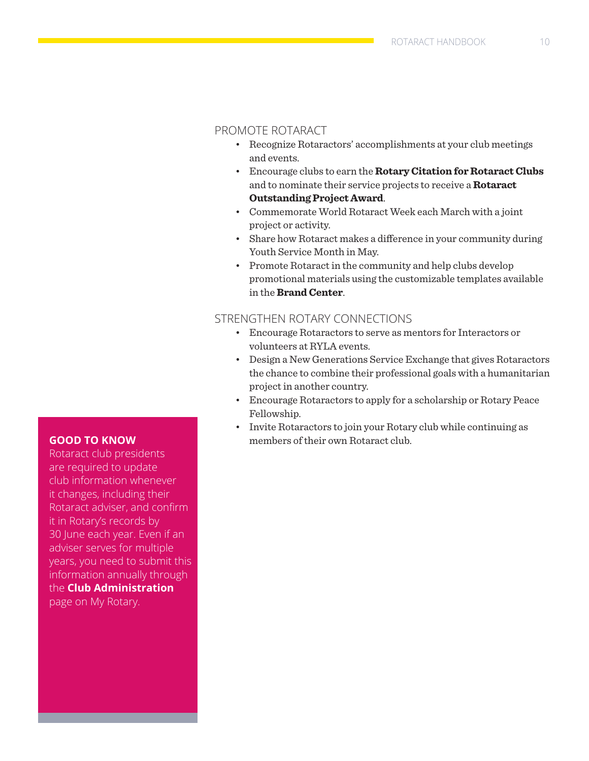## PROMOTE ROTARACT

- Recognize Rotaractors' accomplishments at your club meetings and events.
- Encourage clubs to earn the **Rotary Citation for Rotaract Clubs** and to nominate their service projects to receive a **Rotaract Outstanding Project Award**.
- Commemorate World Rotaract Week each March with a joint project or activity.
- Share how Rotaract makes a difference in your community during Youth Service Month in May.
- Promote Rotaract in the community and help clubs develop promotional materials using the customizable templates available in the **Brand Center**.

## STRENGTHEN ROTARY CONNECTIONS

- Encourage Rotaractors to serve as mentors for Interactors or volunteers at RYLA events.
- Design a New Generations Service Exchange that gives Rotaractors the chance to combine their professional goals with a humanitarian project in another country.
- Encourage Rotaractors to apply for a scholarship or Rotary Peace Fellowship.
- Invite Rotaractors to join your Rotary club while continuing as members of their own Rotaract club.

**GOOD TO KNOW**

Rotaract club presidents are required to update club information whenever it changes, including their Rotaract adviser, and confirm it in Rotary's records by 30 June each year. Even if an adviser serves for multiple years, you need to submit this information annually through the **Club Administration** page on My Rotary.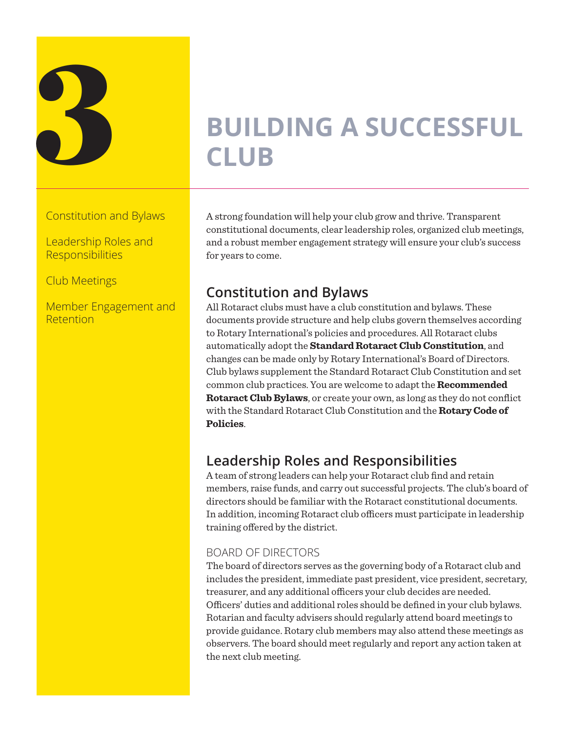# 3 BUILDING A SUCCESSFUL CLUB

Constitution and Bylaws

Leadership Roles and Responsibilities

Club Meetings

Member Engagement and Retention

A strong foundation will help your club grow and thrive. Transparent constitutional documents, clear leadership roles, organized club meetings, and a robust member engagement strategy will ensure your club's success for years to come.

## Constitution and Bylaws

All Rotaract clubs must have a club constitution and bylaws. These documents provide structure and help clubs govern themselves according to Rotary International's policies and procedures. All Rotaract clubs automatically adopt the **Standard Rotaract Club Constitution**, and changes can be made only by Rotary International's Board of Directors. Club bylaws supplement the Standard Rotaract Club Constitution and set common club practices. You are welcome to adapt the **Recommended Rotaract Club Bylaws**, or create your own, as long as they do not conflict with the Standard Rotaract Club Constitution and the **Rotary Code of Policies**.

## Leadership Roles and Responsibilities

A team of strong leaders can help your Rotaract club find and retain members, raise funds, and carry out successful projects. The club's board of directors should be familiar with the Rotaract constitutional documents. In addition, incoming Rotaract club officers must participate in leadership training offered by the district.

### BOARD OF DIRECTORS

The board of directors serves as the governing body of a Rotaract club and includes the president, immediate past president, vice president, secretary, treasurer, and any additional officers your club decides are needed. Officers' duties and additional roles should be defined in your club bylaws. Rotarian and faculty advisers should regularly attend board meetings to provide guidance. Rotary club members may also attend these meetings as observers. The board should meet regularly and report any action taken at the next club meeting.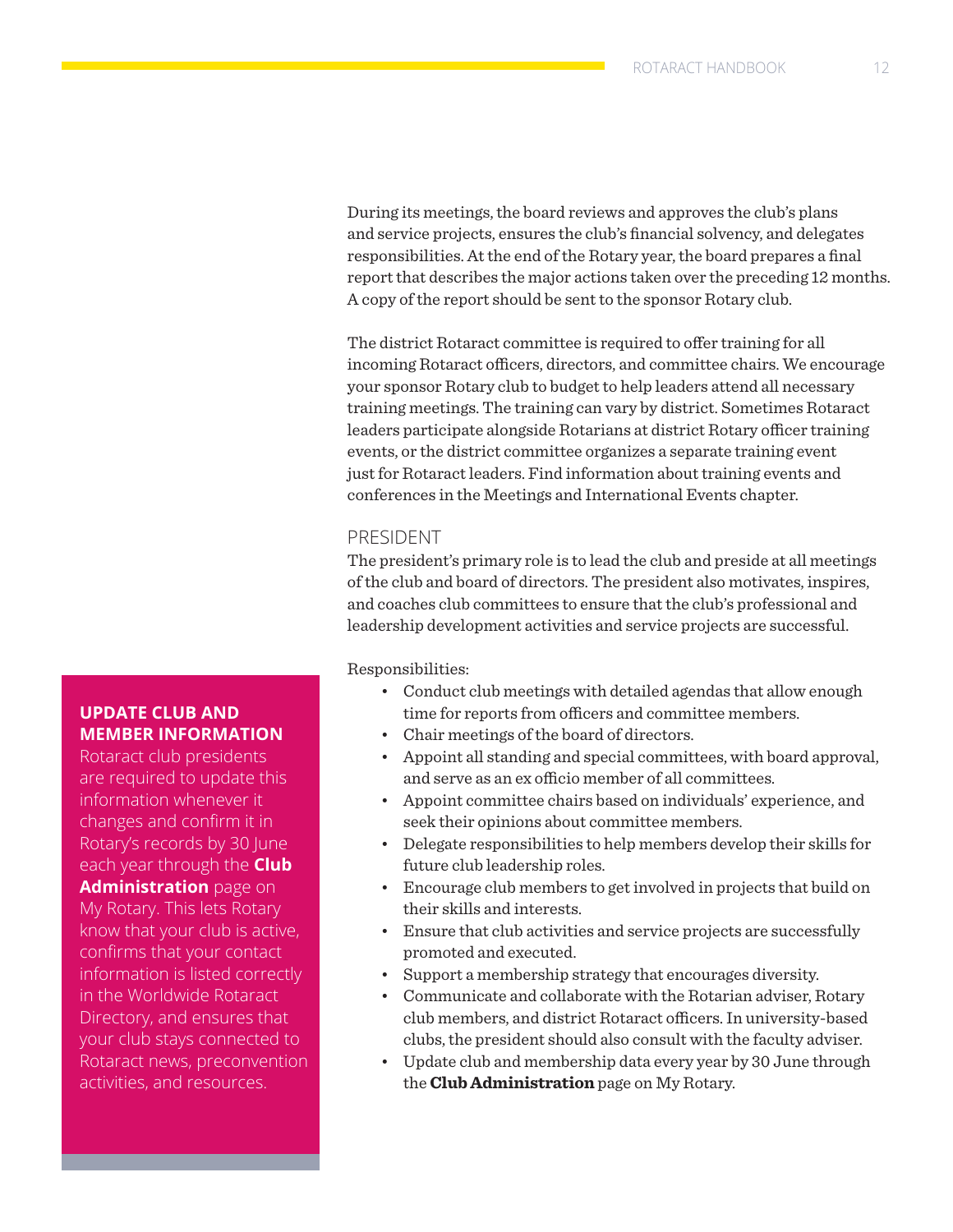During its meetings, the board reviews and approves the club's plans and service projects, ensures the club's financial solvency, and delegates responsibilities. At the end of the Rotary year, the board prepares a final report that describes the major actions taken over the preceding 12 months. A copy of the report should be sent to the sponsor Rotary club.

The district Rotaract committee is required to offer training for all incoming Rotaract officers, directors, and committee chairs. We encourage your sponsor Rotary club to budget to help leaders attend all necessary training meetings. The training can vary by district. Sometimes Rotaract leaders participate alongside Rotarians at district Rotary officer training events, or the district committee organizes a separate training event just for Rotaract leaders. Find information about training events and conferences in the Meetings and International Events chapter.

## PRESIDENT

The president's primary role is to lead the club and preside at all meetings of the club and board of directors. The president also motivates, inspires, and coaches club committees to ensure that the club's professional and leadership development activities and service projects are successful.

Responsibilities:

- Conduct club meetings with detailed agendas that allow enough time for reports from officers and committee members.
- Chair meetings of the board of directors.
- Appoint all standing and special committees, with board approval, and serve as an ex officio member of all committees.
- Appoint committee chairs based on individuals' experience, and seek their opinions about committee members.
- Delegate responsibilities to help members develop their skills for future club leadership roles.
- Encourage club members to get involved in projects that build on their skills and interests.
- Ensure that club activities and service projects are successfully promoted and executed.
- Support a membership strategy that encourages diversity.
- Communicate and collaborate with the Rotarian adviser, Rotary club members, and district Rotaract officers. In university-based clubs, the president should also consult with the faculty adviser.
- Update club and membership data every year by 30 June through the **Club Administration** page on My Rotary.

**UPDATE CLUB AND MEMBER INFORMATION**

Rotaract club presidents are required to update this information whenever it changes and confirm it in Rotary's records by 30 June each year through the **Club Administration** page on My Rotary. This lets Rotary know that your club is active, confirms that your contact information is listed correctly in the Worldwide Rotaract Directory, and ensures that your club stays connected to Rotaract news, preconvention activities, and resources.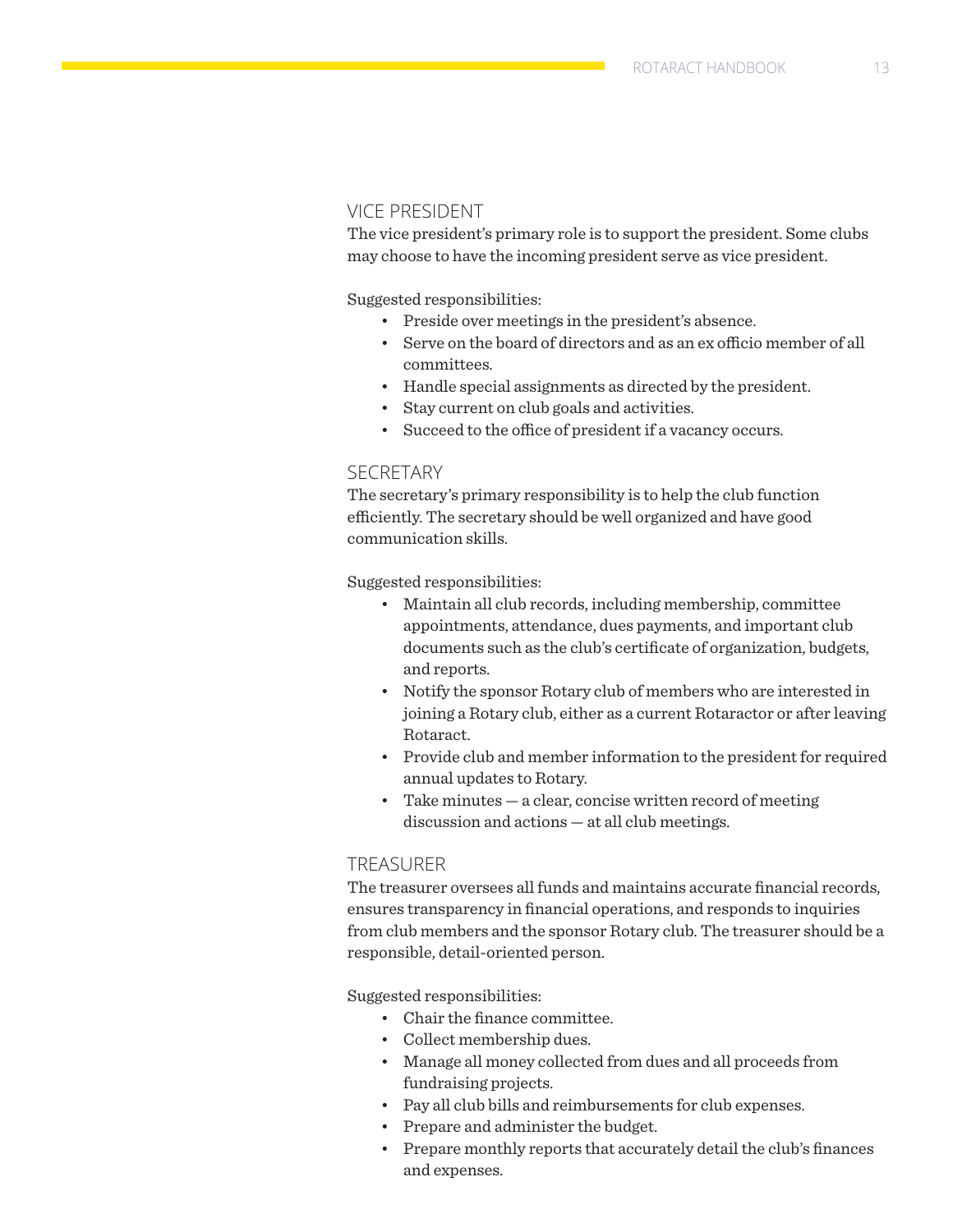### VICE PRESIDENT

The vice president's primary role is to support the president. Some clubs may choose to have the incoming president serve as vice president.

Suggested responsibilities:

- Preside over meetings in the president's absence.
- Serve on the board of directors and as an ex officio member of all committees.
- Handle special assignments as directed by the president.
- Stay current on club goals and activities.
- Succeed to the office of president if a vacancy occurs.

### SECRETARY

The secretary's primary responsibility is to help the club function efficiently. The secretary should be well organized and have good communication skills.

Suggested responsibilities:

- Maintain all club records, including membership, committee appointments, attendance, dues payments, and important club documents such as the club's certificate of organization, budgets, and reports.
- Notify the sponsor Rotary club of members who are interested in joining a Rotary club, either as a current Rotaractor or after leaving Rotaract.
- Provide club and member information to the president for required annual updates to Rotary.
- Take minutes — a clear, concise written record of meeting discussion and actions — at all club meetings.

### TREASURER

The treasurer oversees all funds and maintains accurate financial records, ensures transparency in financial operations, and responds to inquiries from club members and the sponsor Rotary club. The treasurer should be a responsible, detail-oriented person.

Suggested responsibilities:

- Chair the finance committee.
- Collect membership dues.
- Manage all money collected from dues and all proceeds from fundraising projects.
- Pay all club bills and reimbursements for club expenses.
- Prepare and administer the budget.
- Prepare monthly reports that accurately detail the club's finances and expenses.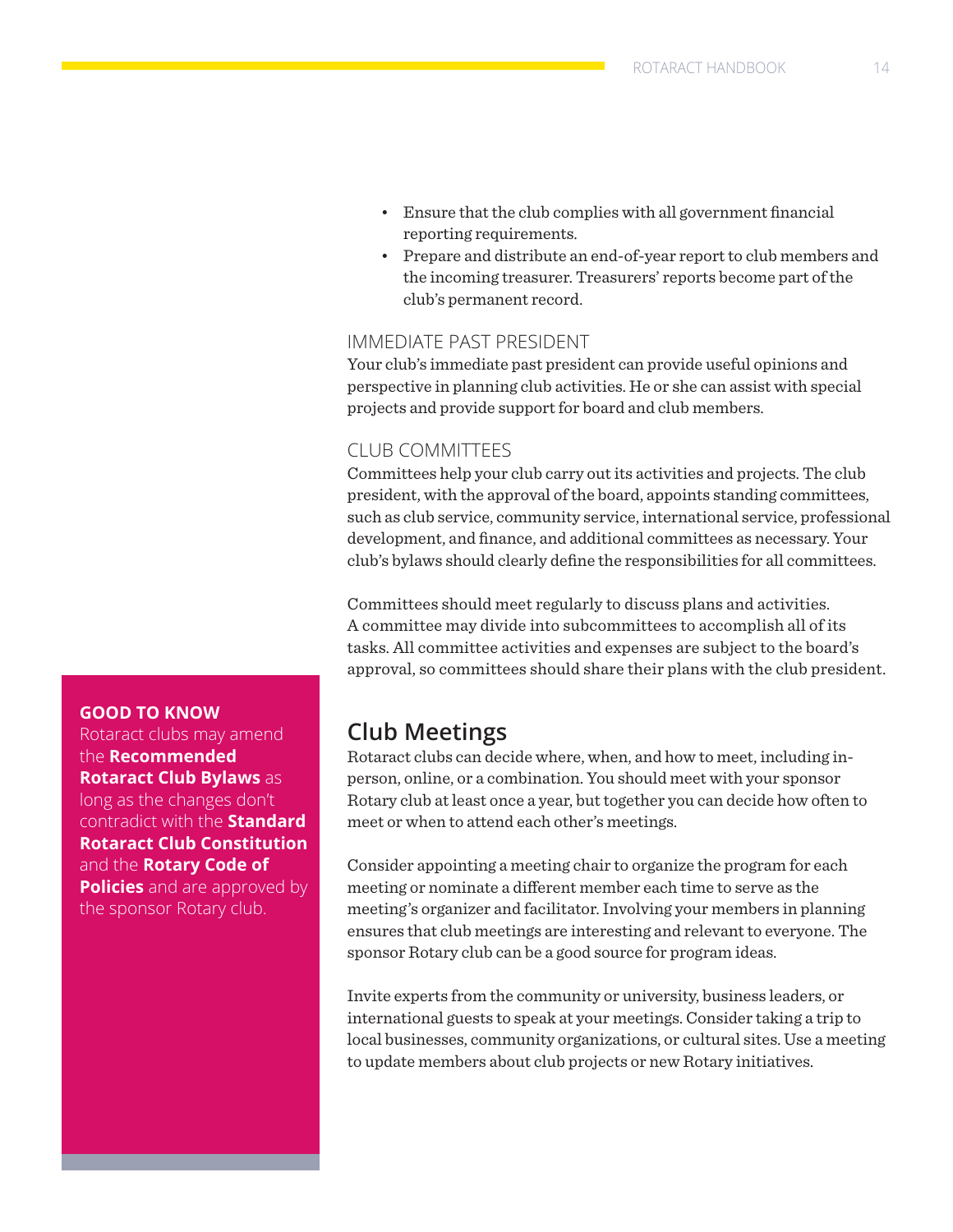- Ensure that the club complies with all government financial reporting requirements.
- Prepare and distribute an end-of-year report to club members and the incoming treasurer. Treasurers' reports become part of the club's permanent record.

### IMMEDIATE PAST PRESIDENT

Your club's immediate past president can provide useful opinions and perspective in planning club activities. He or she can assist with special projects and provide support for board and club members.

### CLUB COMMITTEES

Committees help your club carry out its activities and projects. The club president, with the approval of the board, appoints standing committees, such as club service, community service, international service, professional development, and finance, and additional committees as necessary. Your club's bylaws should clearly define the responsibilities for all committees.

Committees should meet regularly to discuss plans and activities. A committee may divide into subcommittees to accomplish all of its tasks. All committee activities and expenses are subject to the board's approval, so committees should share their plans with the club president.

## Club Meetings

Rotaract clubs can decide where, when, and how to meet, including in-person, online, or a combination. You should meet with your sponsor Rotary club at least once a year, but together you can decide how often to meet or when to attend each other's meetings.

Consider appointing a meeting chair to organize the program for each meeting or nominate a different member each time to serve as the meeting's organizer and facilitator. Involving your members in planning ensures that club meetings are interesting and relevant to everyone. The sponsor Rotary club can be a good source for program ideas.

Invite experts from the community or university, business leaders, or international guests to speak at your meetings. Consider taking a trip to local businesses, community organizations, or cultural sites. Use a meeting to update members about club projects or new Rotary initiatives.

**GOOD TO KNOW**

Rotaract clubs may amend the **Recommended Rotaract Club Bylaws** as long as the changes don't contradict with the **Standard Rotaract Club Constitution** and the **Rotary Code of Policies** and are approved by the sponsor Rotary club.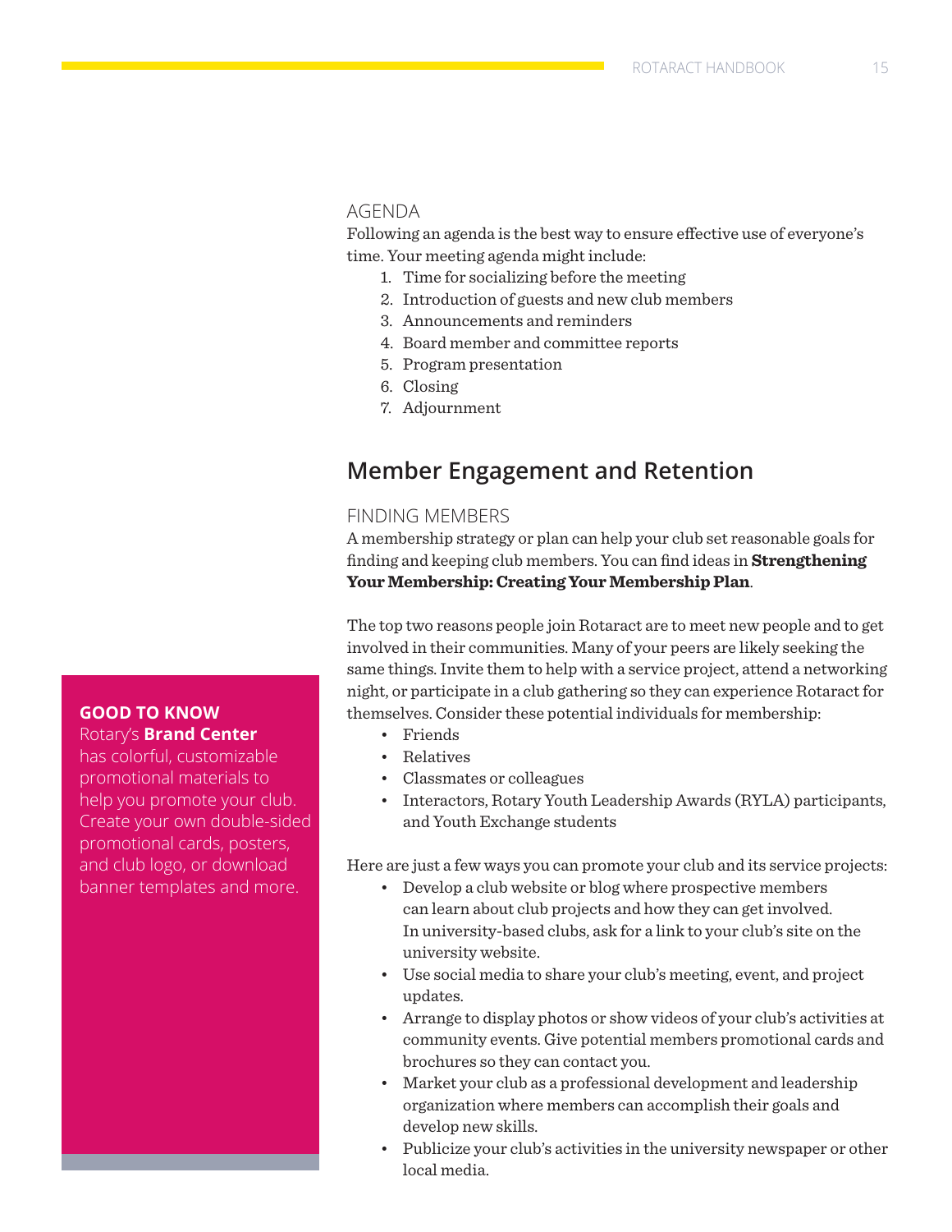### AGENDA

Following an agenda is the best way to ensure effective use of everyone's time. Your meeting agenda might include:

1. Time for socializing before the meeting
2. Introduction of guests and new club members
3. Announcements and reminders
4. Board member and committee reports
5. Program presentation
6. Closing
7. Adjournment

## Member Engagement and Retention

### FINDING MEMBERS

A membership strategy or plan can help your club set reasonable goals for finding and keeping club members. You can find ideas in **Strengthening Your Membership: Creating Your Membership Plan**.

The top two reasons people join Rotaract are to meet new people and to get involved in their communities. Many of your peers are likely seeking the same things. Invite them to help with a service project, attend a networking night, or participate in a club gathering so they can experience Rotaract for themselves. Consider these potential individuals for membership:

- Friends
- Relatives
- Classmates or colleagues
- Interactors, Rotary Youth Leadership Awards (RYLA) participants, and Youth Exchange students

Here are just a few ways you can promote your club and its service projects:

- Develop a club website or blog where prospective members can learn about club projects and how they can get involved. In university-based clubs, ask for a link to your club's site on the university website.
- Use social media to share your club's meeting, event, and project updates.
- Arrange to display photos or show videos of your club's activities at community events. Give potential members promotional cards and brochures so they can contact you.
- Market your club as a professional development and leadership organization where members can accomplish their goals and develop new skills.
- Publicize your club's activities in the university newspaper or other local media.

**GOOD TO KNOW**

Rotary's **Brand Center** has colorful, customizable promotional materials to help you promote your club. Create your own double-sided promotional cards, posters, and club logo, or download banner templates and more.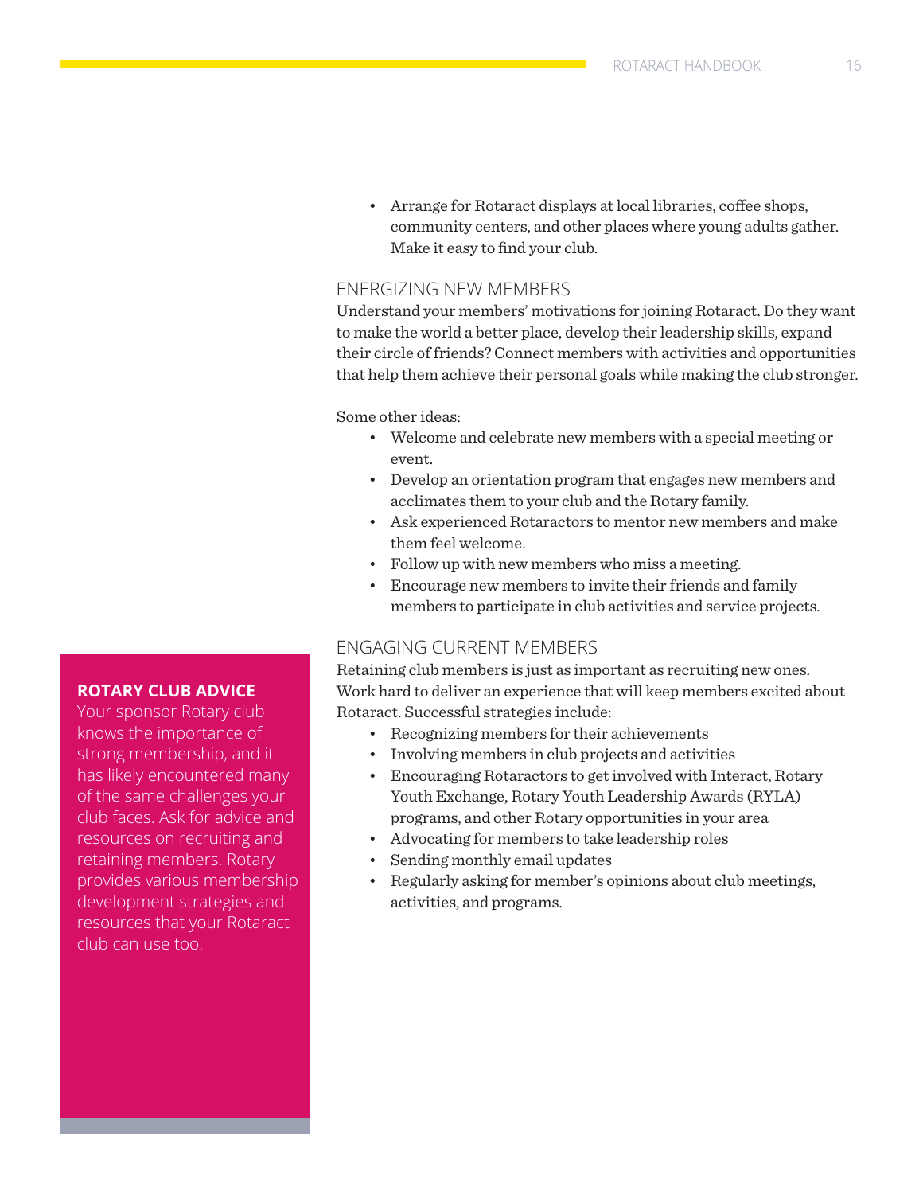- Arrange for Rotaract displays at local libraries, coffee shops, community centers, and other places where young adults gather. Make it easy to find your club.

## ENERGIZING NEW MEMBERS

Understand your members' motivations for joining Rotaract. Do they want to make the world a better place, develop their leadership skills, expand their circle of friends? Connect members with activities and opportunities that help them achieve their personal goals while making the club stronger.

Some other ideas:

- Welcome and celebrate new members with a special meeting or event.
- Develop an orientation program that engages new members and acclimates them to your club and the Rotary family.
- Ask experienced Rotaractors to mentor new members and make them feel welcome.
- Follow up with new members who miss a meeting.
- Encourage new members to invite their friends and family members to participate in club activities and service projects.

## ENGAGING CURRENT MEMBERS

Retaining club members is just as important as recruiting new ones. Work hard to deliver an experience that will keep members excited about Rotaract. Successful strategies include:

- Recognizing members for their achievements
- Involving members in club projects and activities
- Encouraging Rotaractors to get involved with Interact, Rotary Youth Exchange, Rotary Youth Leadership Awards (RYLA) programs, and other Rotary opportunities in your area
- Advocating for members to take leadership roles
- Sending monthly email updates
- Regularly asking for member's opinions about club meetings, activities, and programs.

**ROTARY CLUB ADVICE**

Your sponsor Rotary club knows the importance of strong membership, and it has likely encountered many of the same challenges your club faces. Ask for advice and resources on recruiting and retaining members. Rotary provides various membership development strategies and resources that your Rotaract club can use too.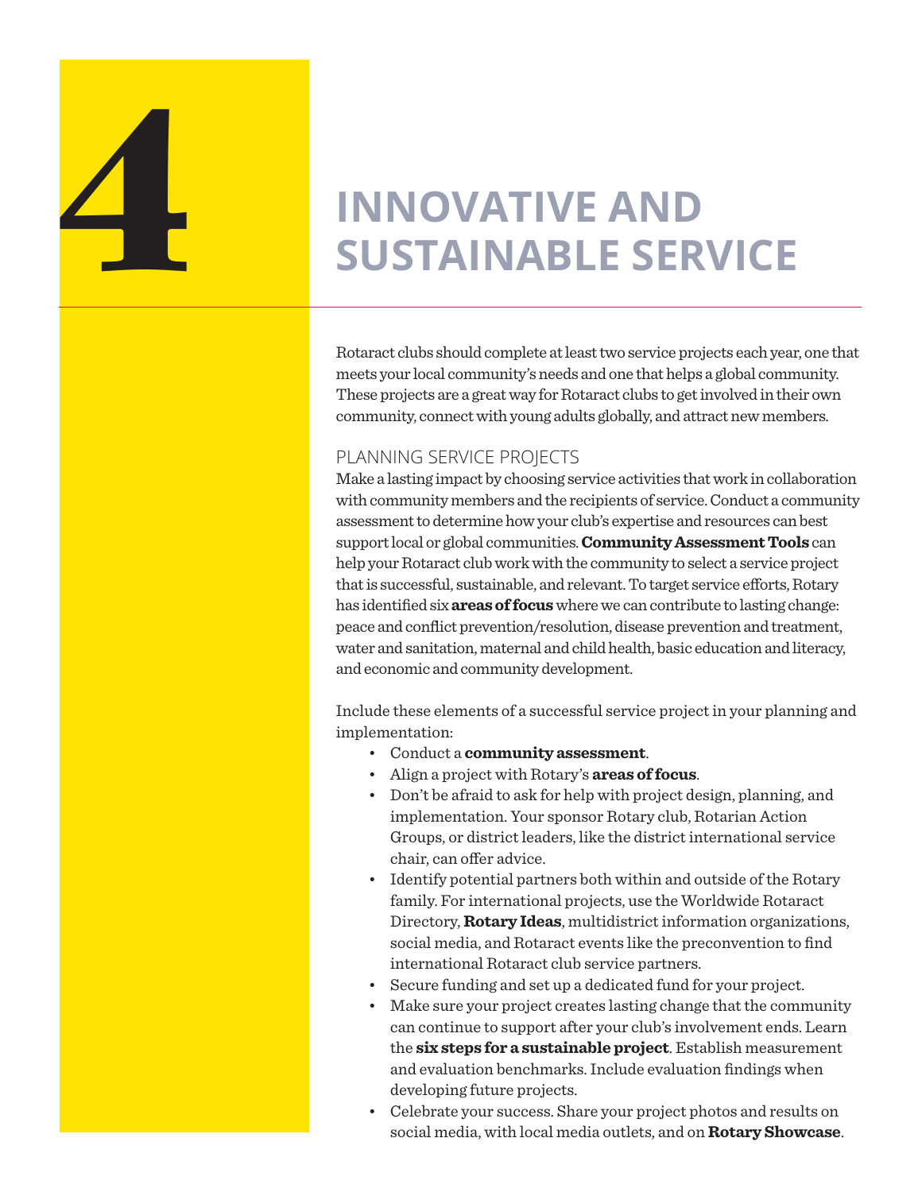# 4 INNOVATIVE AND SUSTAINABLE SERVICE

Rotaract clubs should complete at least two service projects each year, one that meets your local community's needs and one that helps a global community. These projects are a great way for Rotaract clubs to get involved in their own community, connect with young adults globally, and attract new members.

## PLANNING SERVICE PROJECTS

Make a lasting impact by choosing service activities that work in collaboration with community members and the recipients of service. Conduct a community assessment to determine how your club's expertise and resources can best support local or global communities. **Community Assessment Tools** can help your Rotaract club work with the community to select a service project that is successful, sustainable, and relevant. To target service efforts, Rotary has identified six **areas of focus** where we can contribute to lasting change: peace and conflict prevention/resolution, disease prevention and treatment, water and sanitation, maternal and child health, basic education and literacy, and economic and community development.

Include these elements of a successful service project in your planning and implementation:

- Conduct a **community assessment**.
- Align a project with Rotary's **areas of focus**.
- Don't be afraid to ask for help with project design, planning, and implementation. Your sponsor Rotary club, Rotarian Action Groups, or district leaders, like the district international service chair, can offer advice.
- Identify potential partners both within and outside of the Rotary family. For international projects, use the Worldwide Rotaract Directory, **Rotary Ideas**, multidistrict information organizations, social media, and Rotaract events like the preconvention to find international Rotaract club service partners.
- Secure funding and set up a dedicated fund for your project.
- Make sure your project creates lasting change that the community can continue to support after your club's involvement ends. Learn the **six steps for a sustainable project**. Establish measurement and evaluation benchmarks. Include evaluation findings when developing future projects.
- Celebrate your success. Share your project photos and results on social media, with local media outlets, and on **Rotary Showcase**.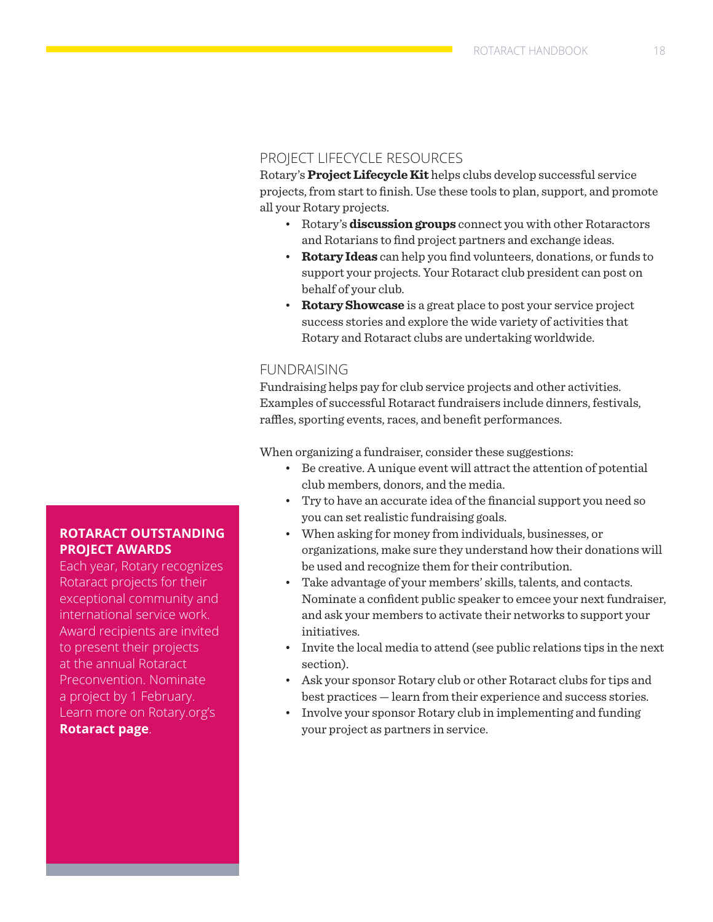## PROJECT LIFECYCLE RESOURCES

Rotary's **Project Lifecycle Kit** helps clubs develop successful service projects, from start to finish. Use these tools to plan, support, and promote all your Rotary projects.

- Rotary's **discussion groups** connect you with other Rotaractors and Rotarians to find project partners and exchange ideas.
- **Rotary Ideas** can help you find volunteers, donations, or funds to support your projects. Your Rotaract club president can post on behalf of your club.
- **Rotary Showcase** is a great place to post your service project success stories and explore the wide variety of activities that Rotary and Rotaract clubs are undertaking worldwide.

## FUNDRAISING

Fundraising helps pay for club service projects and other activities. Examples of successful Rotaract fundraisers include dinners, festivals, raffles, sporting events, races, and benefit performances.

When organizing a fundraiser, consider these suggestions:

- Be creative. A unique event will attract the attention of potential club members, donors, and the media.
- Try to have an accurate idea of the financial support you need so you can set realistic fundraising goals.
- When asking for money from individuals, businesses, or organizations, make sure they understand how their donations will be used and recognize them for their contribution.
- Take advantage of your members' skills, talents, and contacts. Nominate a confident public speaker to emcee your next fundraiser, and ask your members to activate their networks to support your initiatives.
- Invite the local media to attend (see public relations tips in the next section).
- Ask your sponsor Rotary club or other Rotaract clubs for tips and best practices — learn from their experience and success stories.
- Involve your sponsor Rotary club in implementing and funding your project as partners in service.

**ROTARACT OUTSTANDING PROJECT AWARDS**

Each year, Rotary recognizes Rotaract projects for their exceptional community and international service work. Award recipients are invited to present their projects at the annual Rotaract Preconvention. Nominate a project by 1 February. Learn more on Rotary.org's **Rotaract page**.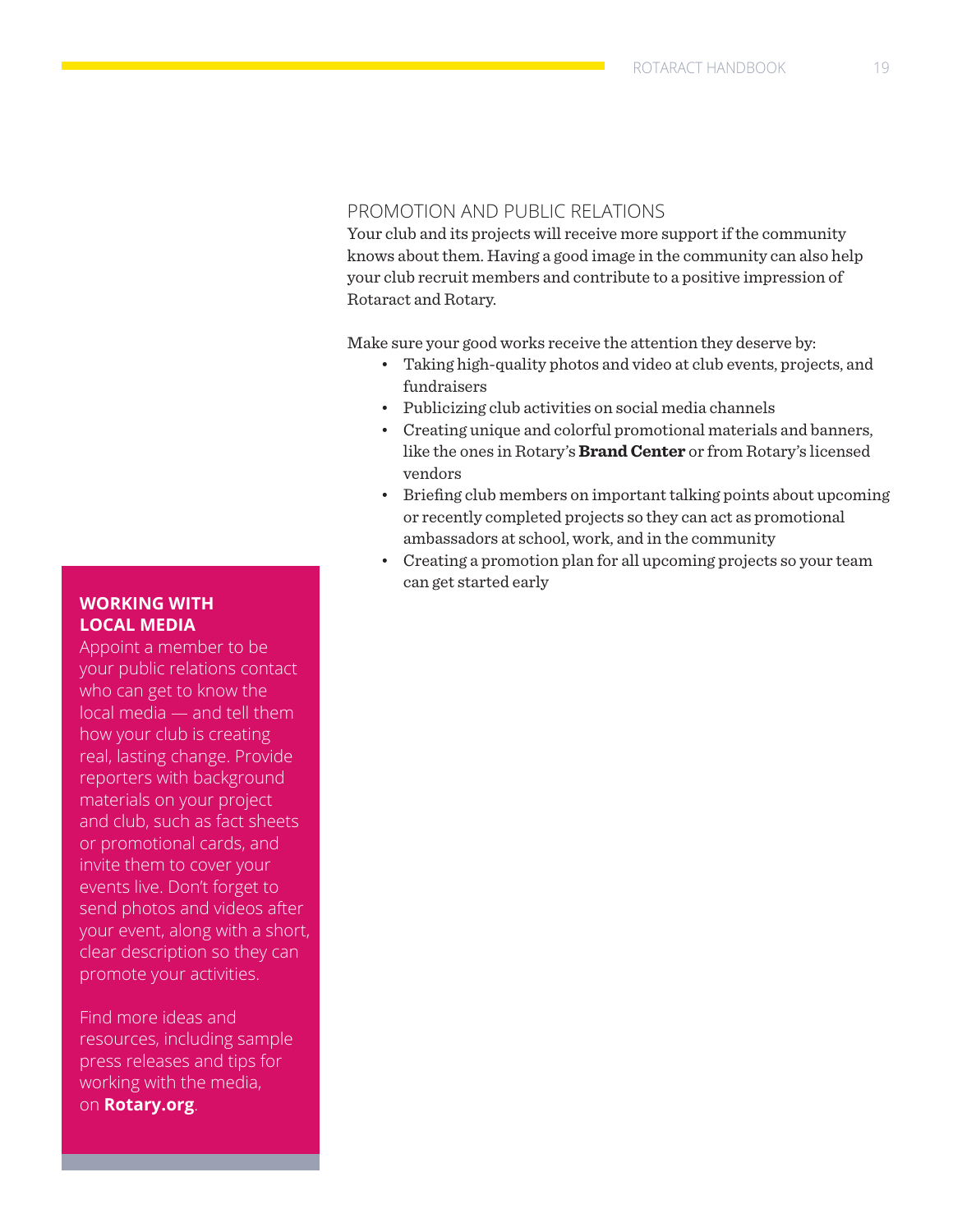## PROMOTION AND PUBLIC RELATIONS

Your club and its projects will receive more support if the community knows about them. Having a good image in the community can also help your club recruit members and contribute to a positive impression of Rotaract and Rotary.

Make sure your good works receive the attention they deserve by:

- Taking high-quality photos and video at club events, projects, and fundraisers
- Publicizing club activities on social media channels
- Creating unique and colorful promotional materials and banners, like the ones in Rotary's **Brand Center** or from Rotary's licensed vendors
- Briefing club members on important talking points about upcoming or recently completed projects so they can act as promotional ambassadors at school, work, and in the community
- Creating a promotion plan for all upcoming projects so your team can get started early

### WORKING WITH LOCAL MEDIA

Appoint a member to be your public relations contact who can get to know the local media — and tell them how your club is creating real, lasting change. Provide reporters with background materials on your project and club, such as fact sheets or promotional cards, and invite them to cover your events live. Don't forget to send photos and videos after your event, along with a short, clear description so they can promote your activities.

Find more ideas and resources, including sample press releases and tips for working with the media, on **Rotary.org**.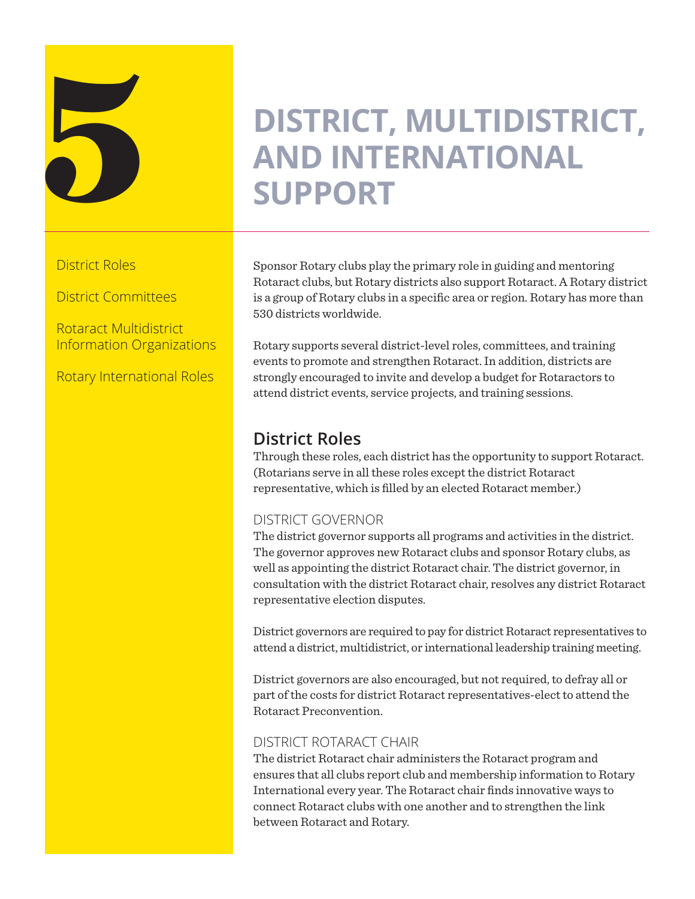# 5 DISTRICT, MULTIDISTRICT, AND INTERNATIONAL SUPPORT

District Roles

District Committees

Rotaract Multidistrict Information Organizations

Rotary International Roles

Sponsor Rotary clubs play the primary role in guiding and mentoring Rotaract clubs, but Rotary districts also support Rotaract. A Rotary district is a group of Rotary clubs in a specific area or region. Rotary has more than 530 districts worldwide.

Rotary supports several district-level roles, committees, and training events to promote and strengthen Rotaract. In addition, districts are strongly encouraged to invite and develop a budget for Rotaractors to attend district events, service projects, and training sessions.

## District Roles

Through these roles, each district has the opportunity to support Rotaract. (Rotarians serve in all these roles except the district Rotaract representative, which is filled by an elected Rotaract member.)

### DISTRICT GOVERNOR

The district governor supports all programs and activities in the district. The governor approves new Rotaract clubs and sponsor Rotary clubs, as well as appointing the district Rotaract chair. The district governor, in consultation with the district Rotaract chair, resolves any district Rotaract representative election disputes.

District governors are required to pay for district Rotaract representatives to attend a district, multidistrict, or international leadership training meeting.

District governors are also encouraged, but not required, to defray all or part of the costs for district Rotaract representatives-elect to attend the Rotaract Preconvention.

### DISTRICT ROTARACT CHAIR

The district Rotaract chair administers the Rotaract program and ensures that all clubs report club and membership information to Rotary International every year. The Rotaract chair finds innovative ways to connect Rotaract clubs with one another and to strengthen the link between Rotaract and Rotary.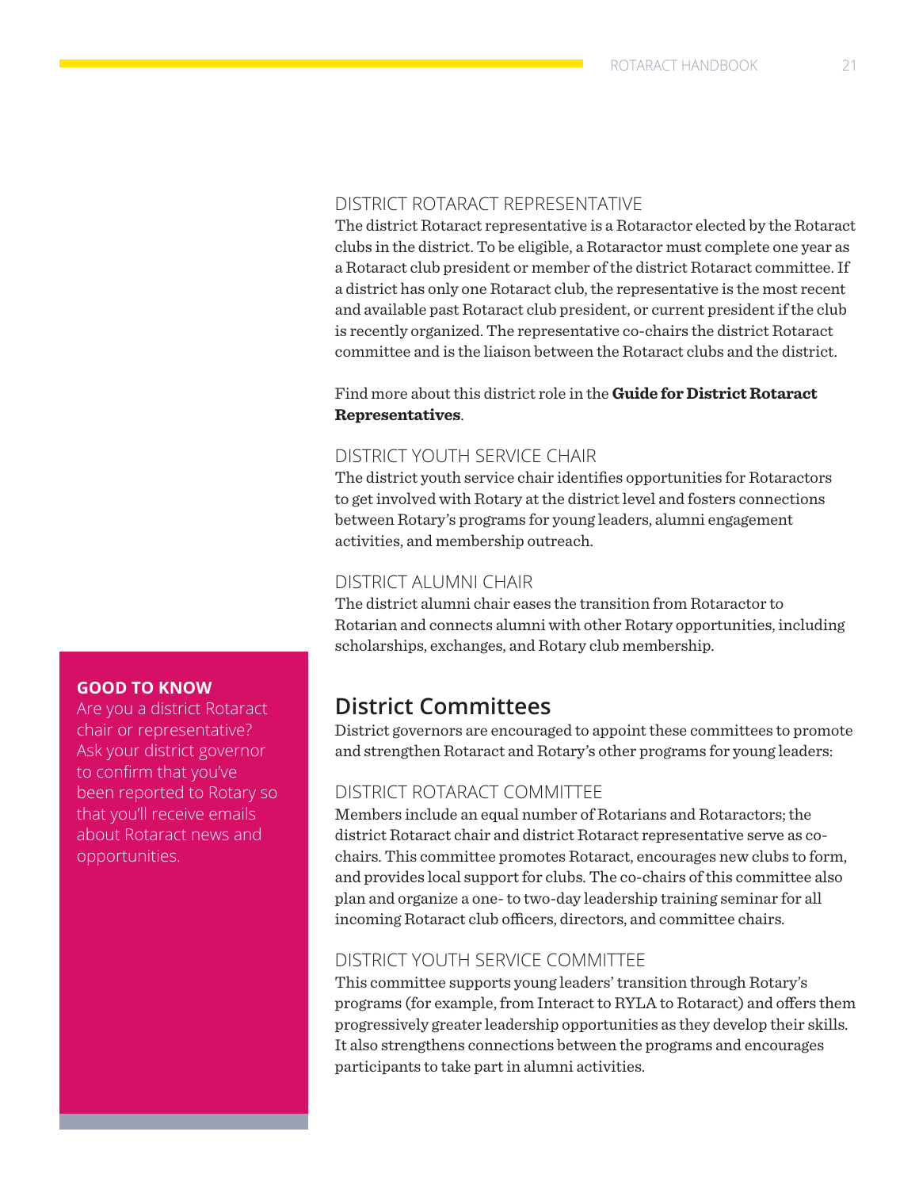### DISTRICT ROTARACT REPRESENTATIVE

The district Rotaract representative is a Rotaractor elected by the Rotaract clubs in the district. To be eligible, a Rotaractor must complete one year as a Rotaract club president or member of the district Rotaract committee. If a district has only one Rotaract club, the representative is the most recent and available past Rotaract club president, or current president if the club is recently organized. The representative co-chairs the district Rotaract committee and is the liaison between the Rotaract clubs and the district.

Find more about this district role in the **Guide for District Rotaract Representatives**.

### DISTRICT YOUTH SERVICE CHAIR

The district youth service chair identifies opportunities for Rotaractors to get involved with Rotary at the district level and fosters connections between Rotary's programs for young leaders, alumni engagement activities, and membership outreach.

### DISTRICT ALUMNI CHAIR

The district alumni chair eases the transition from Rotaractor to Rotarian and connects alumni with other Rotary opportunities, including scholarships, exchanges, and Rotary club membership.

**GOOD TO KNOW**

Are you a district Rotaract chair or representative? Ask your district governor to confirm that you've been reported to Rotary so that you'll receive emails about Rotaract news and opportunities.

## District Committees

District governors are encouraged to appoint these committees to promote and strengthen Rotaract and Rotary's other programs for young leaders:

### DISTRICT ROTARACT COMMITTEE

Members include an equal number of Rotarians and Rotaractors; the district Rotaract chair and district Rotaract representative serve as co-chairs. This committee promotes Rotaract, encourages new clubs to form, and provides local support for clubs. The co-chairs of this committee also plan and organize a one- to two-day leadership training seminar for all incoming Rotaract club officers, directors, and committee chairs.

### DISTRICT YOUTH SERVICE COMMITTEE

This committee supports young leaders' transition through Rotary's programs (for example, from Interact to RYLA to Rotaract) and offers them progressively greater leadership opportunities as they develop their skills. It also strengthens connections between the programs and encourages participants to take part in alumni activities.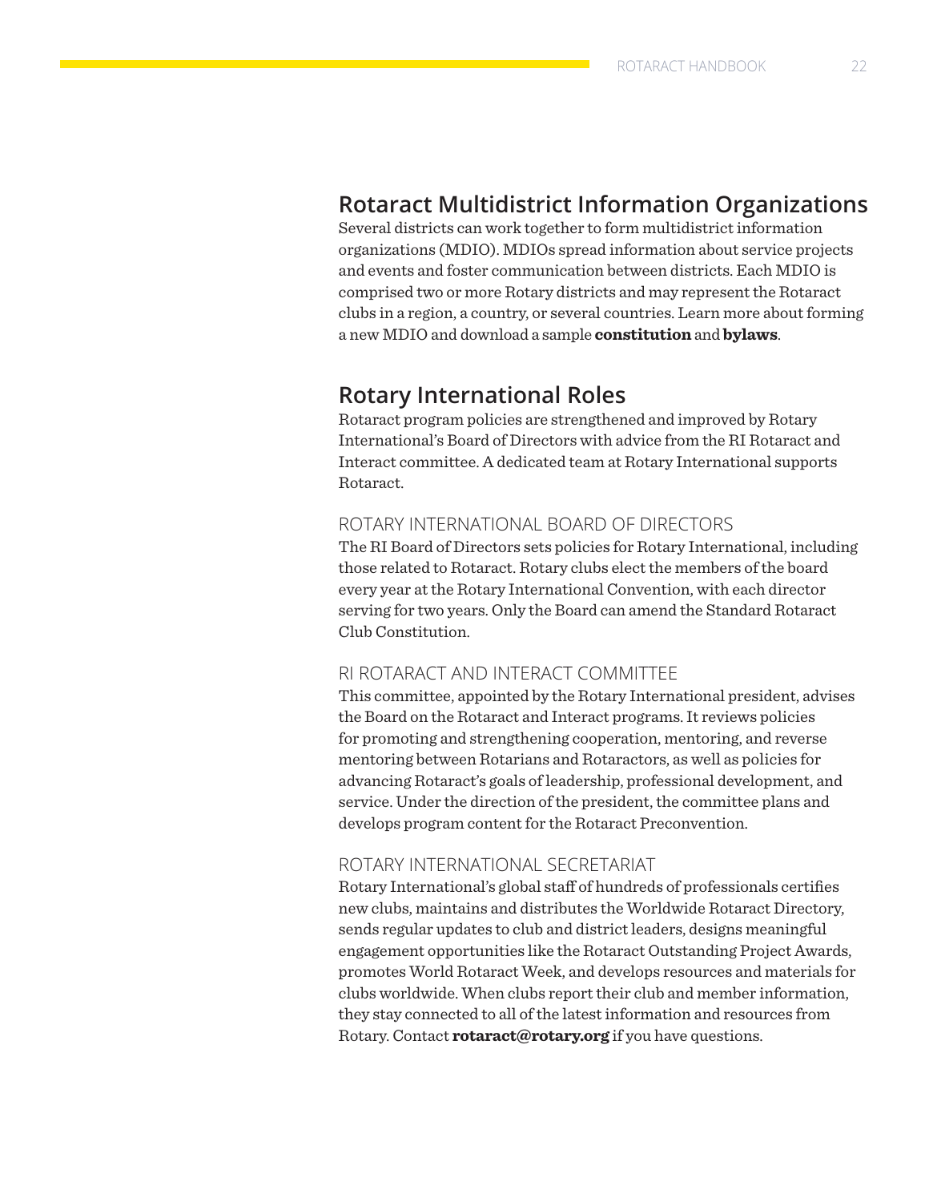## Rotaract Multidistrict Information Organizations

Several districts can work together to form multidistrict information organizations (MDIO). MDIOs spread information about service projects and events and foster communication between districts. Each MDIO is comprised two or more Rotary districts and may represent the Rotaract clubs in a region, a country, or several countries. Learn more about forming a new MDIO and download a sample **constitution** and **bylaws**.

## Rotary International Roles

Rotaract program policies are strengthened and improved by Rotary International's Board of Directors with advice from the RI Rotaract and Interact committee. A dedicated team at Rotary International supports Rotaract.

### ROTARY INTERNATIONAL BOARD OF DIRECTORS

The RI Board of Directors sets policies for Rotary International, including those related to Rotaract. Rotary clubs elect the members of the board every year at the Rotary International Convention, with each director serving for two years. Only the Board can amend the Standard Rotaract Club Constitution.

### RI ROTARACT AND INTERACT COMMITTEE

This committee, appointed by the Rotary International president, advises the Board on the Rotaract and Interact programs. It reviews policies for promoting and strengthening cooperation, mentoring, and reverse mentoring between Rotarians and Rotaractors, as well as policies for advancing Rotaract's goals of leadership, professional development, and service. Under the direction of the president, the committee plans and develops program content for the Rotaract Preconvention.

### ROTARY INTERNATIONAL SECRETARIAT

Rotary International's global staff of hundreds of professionals certifies new clubs, maintains and distributes the Worldwide Rotaract Directory, sends regular updates to club and district leaders, designs meaningful engagement opportunities like the Rotaract Outstanding Project Awards, promotes World Rotaract Week, and develops resources and materials for clubs worldwide. When clubs report their club and member information, they stay connected to all of the latest information and resources from Rotary. Contact **rotaract@rotary.org** if you have questions.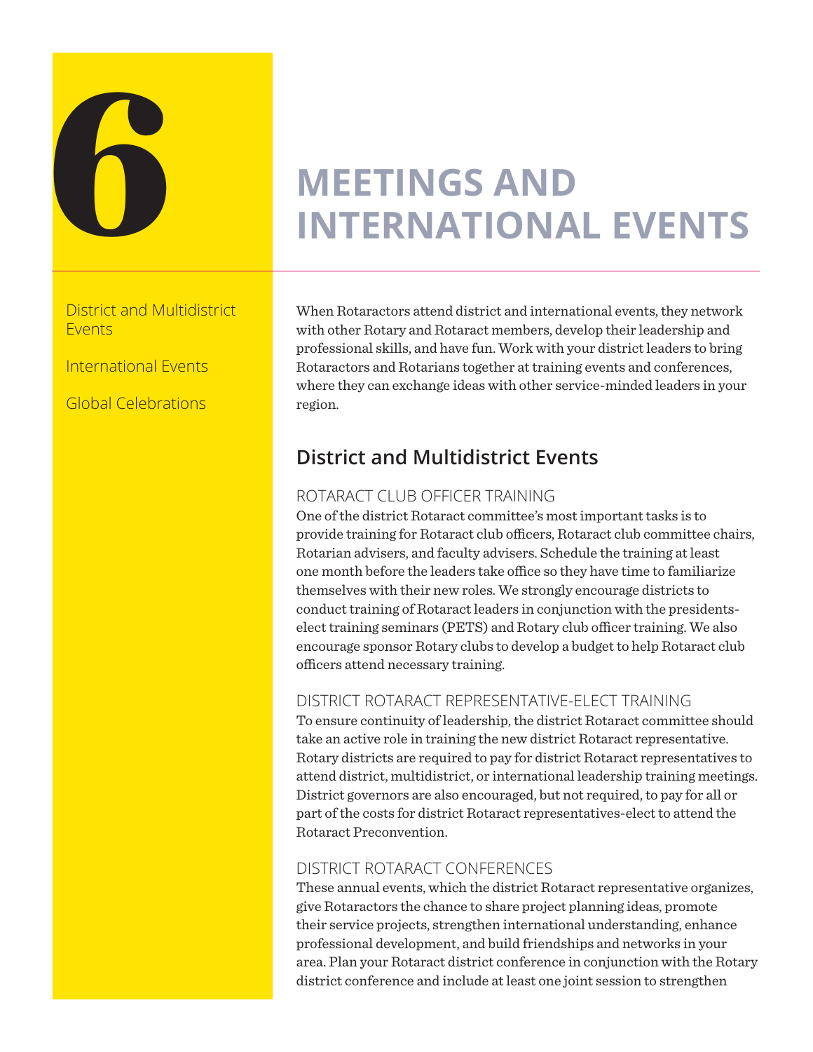# 6 MEETINGS AND INTERNATIONAL EVENTS

District and Multidistrict Events

International Events

Global Celebrations

When Rotaractors attend district and international events, they network with other Rotary and Rotaract members, develop their leadership and professional skills, and have fun. Work with your district leaders to bring Rotaractors and Rotarians together at training events and conferences, where they can exchange ideas with other service-minded leaders in your region.

## District and Multidistrict Events

### ROTARACT CLUB OFFICER TRAINING

One of the district Rotaract committee's most important tasks is to provide training for Rotaract club officers, Rotaract club committee chairs, Rotarian advisers, and faculty advisers. Schedule the training at least one month before the leaders take office so they have time to familiarize themselves with their new roles. We strongly encourage districts to conduct training of Rotaract leaders in conjunction with the presidents-elect training seminars (PETS) and Rotary club officer training. We also encourage sponsor Rotary clubs to develop a budget to help Rotaract club officers attend necessary training.

### DISTRICT ROTARACT REPRESENTATIVE-ELECT TRAINING

To ensure continuity of leadership, the district Rotaract committee should take an active role in training the new district Rotaract representative. Rotary districts are required to pay for district Rotaract representatives to attend district, multidistrict, or international leadership training meetings. District governors are also encouraged, but not required, to pay for all or part of the costs for district Rotaract representatives-elect to attend the Rotaract Preconvention.

### DISTRICT ROTARACT CONFERENCES

These annual events, which the district Rotaract representative organizes, give Rotaractors the chance to share project planning ideas, promote their service projects, strengthen international understanding, enhance professional development, and build friendships and networks in your area. Plan your Rotaract district conference in conjunction with the Rotary district conference and include at least one joint session to strengthen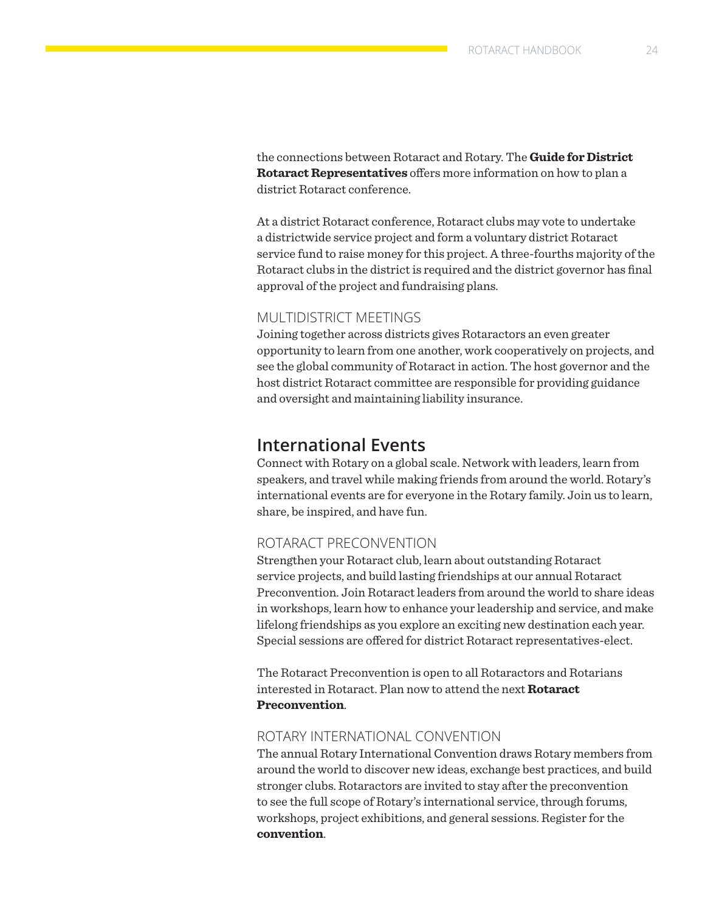the connections between Rotaract and Rotary. The **Guide for District Rotaract Representatives** offers more information on how to plan a district Rotaract conference.

At a district Rotaract conference, Rotaract clubs may vote to undertake a districtwide service project and form a voluntary district Rotaract service fund to raise money for this project. A three-fourths majority of the Rotaract clubs in the district is required and the district governor has final approval of the project and fundraising plans.

### MULTIDISTRICT MEETINGS

Joining together across districts gives Rotaractors an even greater opportunity to learn from one another, work cooperatively on projects, and see the global community of Rotaract in action. The host governor and the host district Rotaract committee are responsible for providing guidance and oversight and maintaining liability insurance.

## International Events

Connect with Rotary on a global scale. Network with leaders, learn from speakers, and travel while making friends from around the world. Rotary's international events are for everyone in the Rotary family. Join us to learn, share, be inspired, and have fun.

### ROTARACT PRECONVENTION

Strengthen your Rotaract club, learn about outstanding Rotaract service projects, and build lasting friendships at our annual Rotaract Preconvention. Join Rotaract leaders from around the world to share ideas in workshops, learn how to enhance your leadership and service, and make lifelong friendships as you explore an exciting new destination each year. Special sessions are offered for district Rotaract representatives-elect.

The Rotaract Preconvention is open to all Rotaractors and Rotarians interested in Rotaract. Plan now to attend the next **Rotaract Preconvention**.

### ROTARY INTERNATIONAL CONVENTION

The annual Rotary International Convention draws Rotary members from around the world to discover new ideas, exchange best practices, and build stronger clubs. Rotaractors are invited to stay after the preconvention to see the full scope of Rotary's international service, through forums, workshops, project exhibitions, and general sessions. Register for the **convention**.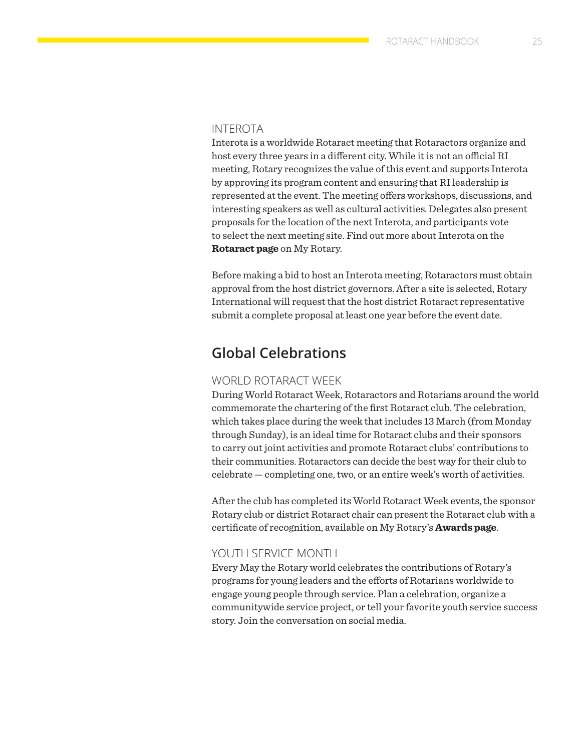### INTEROTA

Interota is a worldwide Rotaract meeting that Rotaractors organize and host every three years in a different city. While it is not an official RI meeting, Rotary recognizes the value of this event and supports Interota by approving its program content and ensuring that RI leadership is represented at the event. The meeting offers workshops, discussions, and interesting speakers as well as cultural activities. Delegates also present proposals for the location of the next Interota, and participants vote to select the next meeting site. Find out more about Interota on the **Rotaract page** on My Rotary.

Before making a bid to host an Interota meeting, Rotaractors must obtain approval from the host district governors. After a site is selected, Rotary International will request that the host district Rotaract representative submit a complete proposal at least one year before the event date.

## Global Celebrations

### WORLD ROTARACT WEEK

During World Rotaract Week, Rotaractors and Rotarians around the world commemorate the chartering of the first Rotaract club. The celebration, which takes place during the week that includes 13 March (from Monday through Sunday), is an ideal time for Rotaract clubs and their sponsors to carry out joint activities and promote Rotaract clubs' contributions to their communities. Rotaractors can decide the best way for their club to celebrate — completing one, two, or an entire week's worth of activities.

After the club has completed its World Rotaract Week events, the sponsor Rotary club or district Rotaract chair can present the Rotaract club with a certificate of recognition, available on My Rotary's **Awards page**.

### YOUTH SERVICE MONTH

Every May the Rotary world celebrates the contributions of Rotary's programs for young leaders and the efforts of Rotarians worldwide to engage young people through service. Plan a celebration, organize a communitywide service project, or tell your favorite youth service success story. Join the conversation on social media.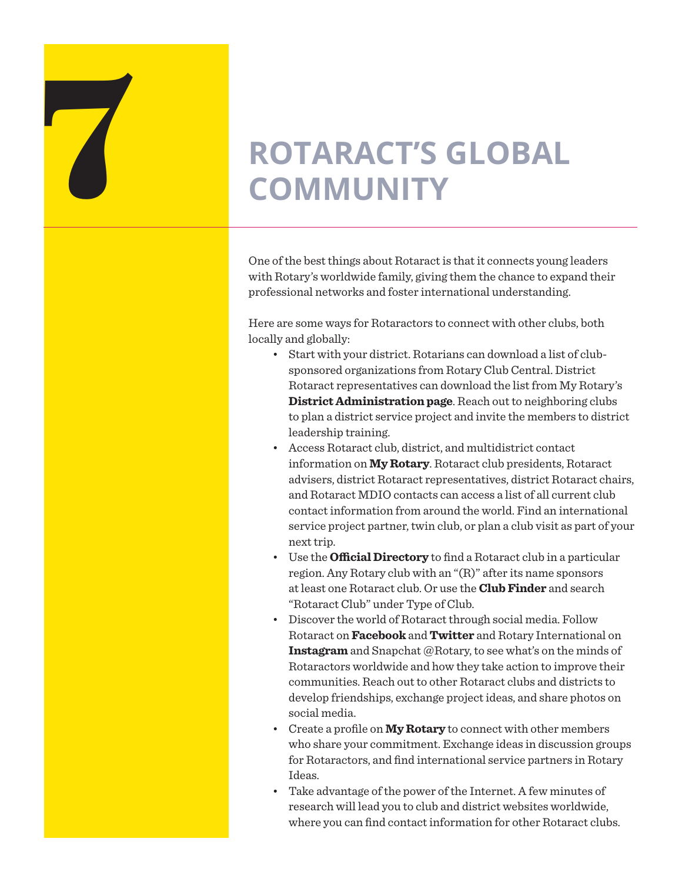# 7 ROTARACT'S GLOBAL COMMUNITY

One of the best things about Rotaract is that it connects young leaders with Rotary's worldwide family, giving them the chance to expand their professional networks and foster international understanding.

Here are some ways for Rotaractors to connect with other clubs, both locally and globally:

- Start with your district. Rotarians can download a list of club-sponsored organizations from Rotary Club Central. District Rotaract representatives can download the list from My Rotary's **District Administration page**. Reach out to neighboring clubs to plan a district service project and invite the members to district leadership training.
- Access Rotaract club, district, and multidistrict contact information on **My Rotary**. Rotaract club presidents, Rotaract advisers, district Rotaract representatives, district Rotaract chairs, and Rotaract MDIO contacts can access a list of all current club contact information from around the world. Find an international service project partner, twin club, or plan a club visit as part of your next trip.
- Use the **Official Directory** to find a Rotaract club in a particular region. Any Rotary club with an "(R)" after its name sponsors at least one Rotaract club. Or use the **Club Finder** and search "Rotaract Club" under Type of Club.
- Discover the world of Rotaract through social media. Follow Rotaract on **Facebook** and **Twitter** and Rotary International on **Instagram** and Snapchat @Rotary, to see what's on the minds of Rotaractors worldwide and how they take action to improve their communities. Reach out to other Rotaract clubs and districts to develop friendships, exchange project ideas, and share photos on social media.
- Create a profile on **My Rotary** to connect with other members who share your commitment. Exchange ideas in discussion groups for Rotaractors, and find international service partners in Rotary Ideas.
- Take advantage of the power of the Internet. A few minutes of research will lead you to club and district websites worldwide, where you can find contact information for other Rotaract clubs.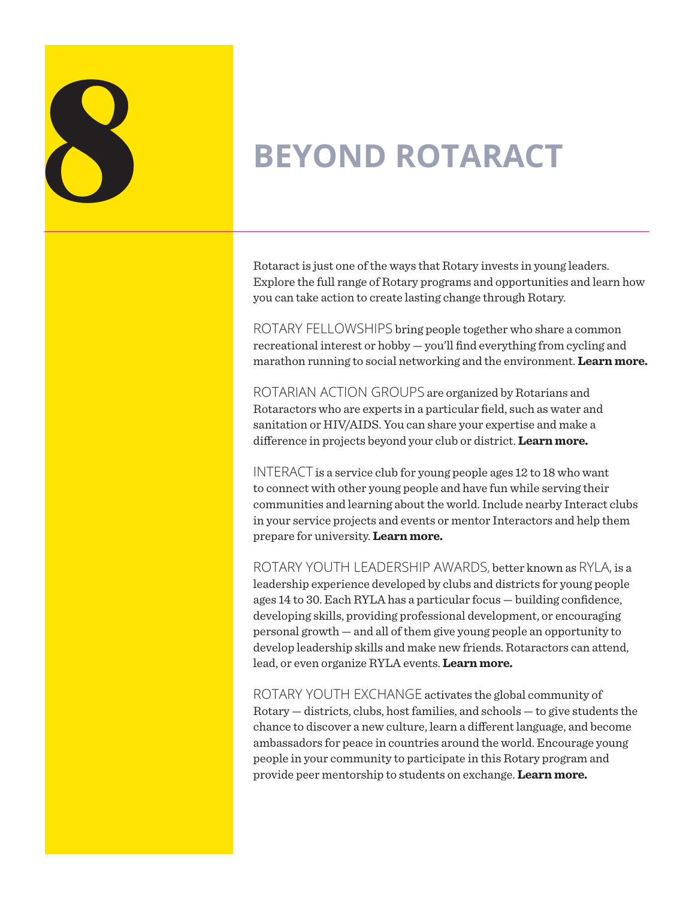# 8 BEYOND ROTARACT

Rotaract is just one of the ways that Rotary invests in young leaders. Explore the full range of Rotary programs and opportunities and learn how you can take action to create lasting change through Rotary.

ROTARY FELLOWSHIPS bring people together who share a common recreational interest or hobby — you'll find everything from cycling and marathon running to social networking and the environment. **Learn more.**

ROTARIAN ACTION GROUPS are organized by Rotarians and Rotaractors who are experts in a particular field, such as water and sanitation or HIV/AIDS. You can share your expertise and make a difference in projects beyond your club or district. **Learn more.**

INTERACT is a service club for young people ages 12 to 18 who want to connect with other young people and have fun while serving their communities and learning about the world. Include nearby Interact clubs in your service projects and events or mentor Interactors and help them prepare for university. **Learn more.**

ROTARY YOUTH LEADERSHIP AWARDS, better known as RYLA, is a leadership experience developed by clubs and districts for young people ages 14 to 30. Each RYLA has a particular focus — building confidence, developing skills, providing professional development, or encouraging personal growth — and all of them give young people an opportunity to develop leadership skills and make new friends. Rotaractors can attend, lead, or even organize RYLA events. **Learn more.**

ROTARY YOUTH EXCHANGE activates the global community of Rotary — districts, clubs, host families, and schools — to give students the chance to discover a new culture, learn a different language, and become ambassadors for peace in countries around the world. Encourage young people in your community to participate in this Rotary program and provide peer mentorship to students on exchange. **Learn more.**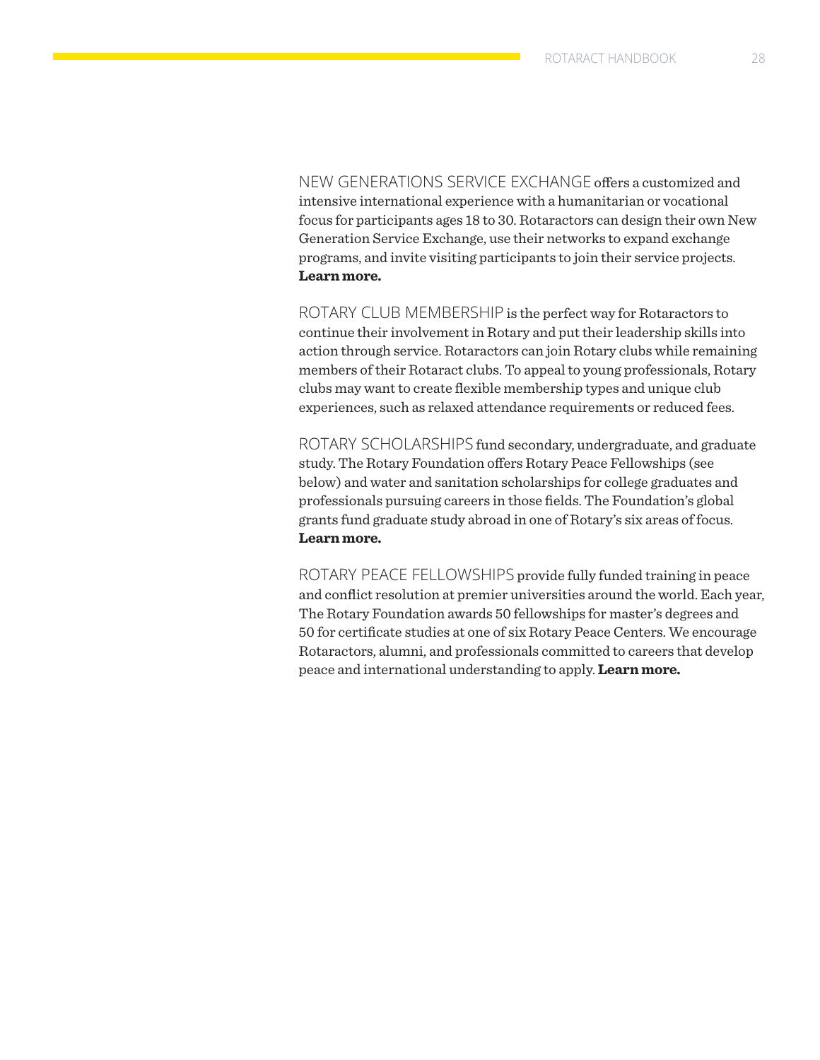NEW GENERATIONS SERVICE EXCHANGE offers a customized and intensive international experience with a humanitarian or vocational focus for participants ages 18 to 30. Rotaractors can design their own New Generation Service Exchange, use their networks to expand exchange programs, and invite visiting participants to join their service projects. **Learn more.**

ROTARY CLUB MEMBERSHIP is the perfect way for Rotaractors to continue their involvement in Rotary and put their leadership skills into action through service. Rotaractors can join Rotary clubs while remaining members of their Rotaract clubs. To appeal to young professionals, Rotary clubs may want to create flexible membership types and unique club experiences, such as relaxed attendance requirements or reduced fees.

ROTARY SCHOLARSHIPS fund secondary, undergraduate, and graduate study. The Rotary Foundation offers Rotary Peace Fellowships (see below) and water and sanitation scholarships for college graduates and professionals pursuing careers in those fields. The Foundation's global grants fund graduate study abroad in one of Rotary's six areas of focus. **Learn more.**

ROTARY PEACE FELLOWSHIPS provide fully funded training in peace and conflict resolution at premier universities around the world. Each year, The Rotary Foundation awards 50 fellowships for master's degrees and 50 for certificate studies at one of six Rotary Peace Centers. We encourage Rotaractors, alumni, and professionals committed to careers that develop peace and international understanding to apply. **Learn more.**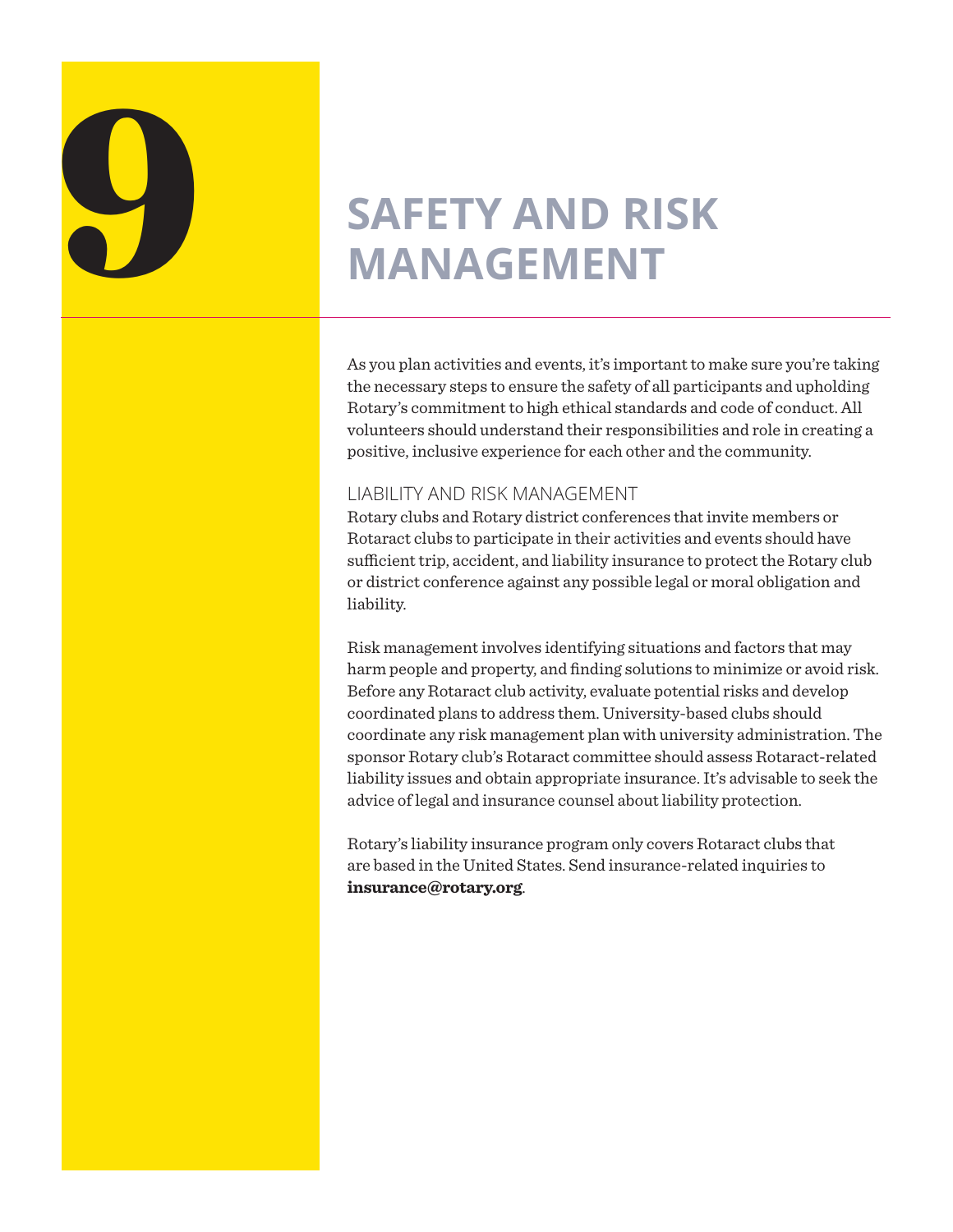# 9 SAFETY AND RISK MANAGEMENT

As you plan activities and events, it's important to make sure you're taking the necessary steps to ensure the safety of all participants and upholding Rotary's commitment to high ethical standards and code of conduct. All volunteers should understand their responsibilities and role in creating a positive, inclusive experience for each other and the community.

## LIABILITY AND RISK MANAGEMENT

Rotary clubs and Rotary district conferences that invite members or Rotaract clubs to participate in their activities and events should have sufficient trip, accident, and liability insurance to protect the Rotary club or district conference against any possible legal or moral obligation and liability.

Risk management involves identifying situations and factors that may harm people and property, and finding solutions to minimize or avoid risk. Before any Rotaract club activity, evaluate potential risks and develop coordinated plans to address them. University-based clubs should coordinate any risk management plan with university administration. The sponsor Rotary club's Rotaract committee should assess Rotaract-related liability issues and obtain appropriate insurance. It's advisable to seek the advice of legal and insurance counsel about liability protection.

Rotary's liability insurance program only covers Rotaract clubs that are based in the United States. Send insurance-related inquiries to **insurance@rotary.org**.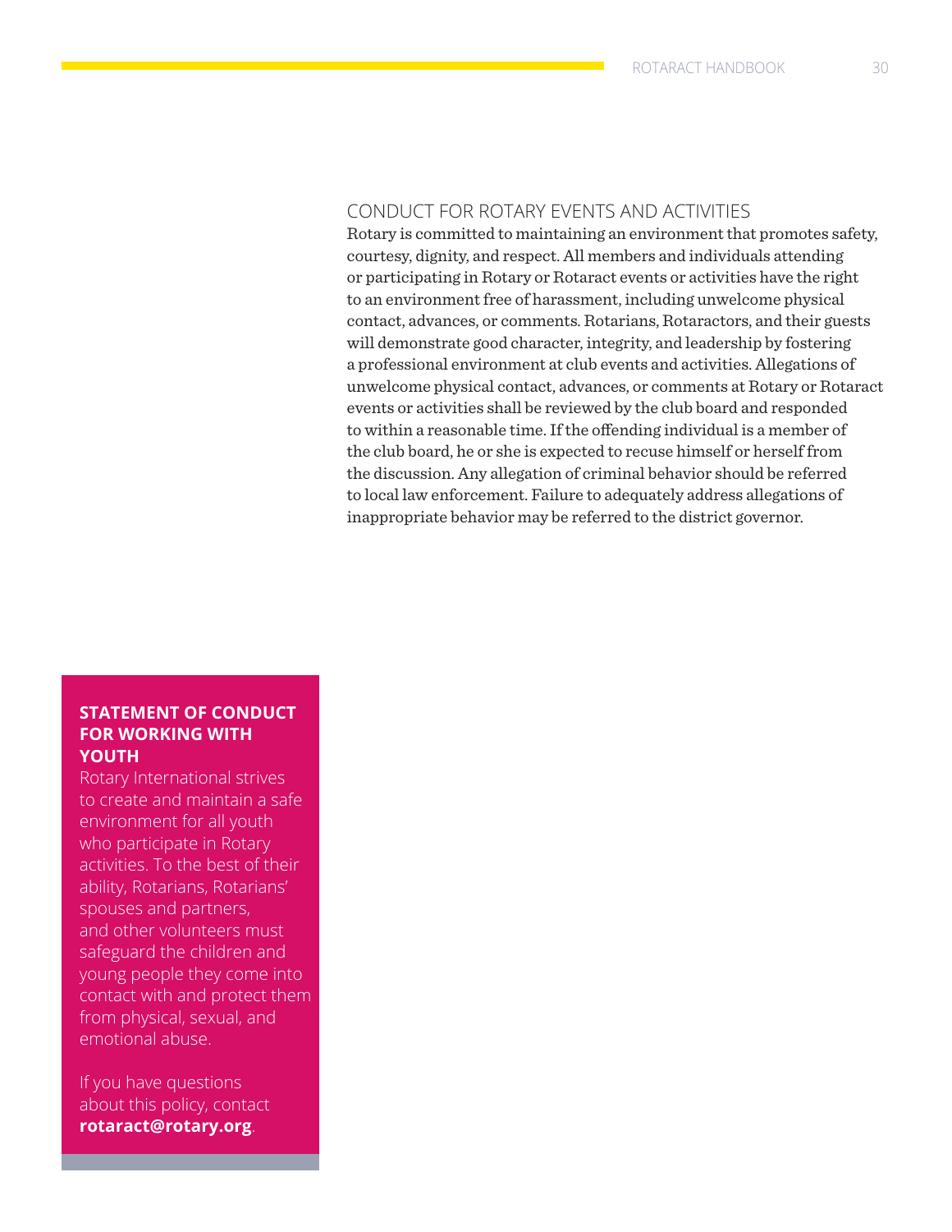## CONDUCT FOR ROTARY EVENTS AND ACTIVITIES

Rotary is committed to maintaining an environment that promotes safety, courtesy, dignity, and respect. All members and individuals attending or participating in Rotary or Rotaract events or activities have the right to an environment free of harassment, including unwelcome physical contact, advances, or comments. Rotarians, Rotaractors, and their guests will demonstrate good character, integrity, and leadership by fostering a professional environment at club events and activities. Allegations of unwelcome physical contact, advances, or comments at Rotary or Rotaract events or activities shall be reviewed by the club board and responded to within a reasonable time. If the offending individual is a member of the club board, he or she is expected to recuse himself or herself from the discussion. Any allegation of criminal behavior should be referred to local law enforcement. Failure to adequately address allegations of inappropriate behavior may be referred to the district governor.

**STATEMENT OF CONDUCT FOR WORKING WITH YOUTH**

Rotary International strives to create and maintain a safe environment for all youth who participate in Rotary activities. To the best of their ability, Rotarians, Rotarians' spouses and partners, and other volunteers must safeguard the children and young people they come into contact with and protect them from physical, sexual, and emotional abuse.

If you have questions about this policy, contact **rotaract@rotary.org**.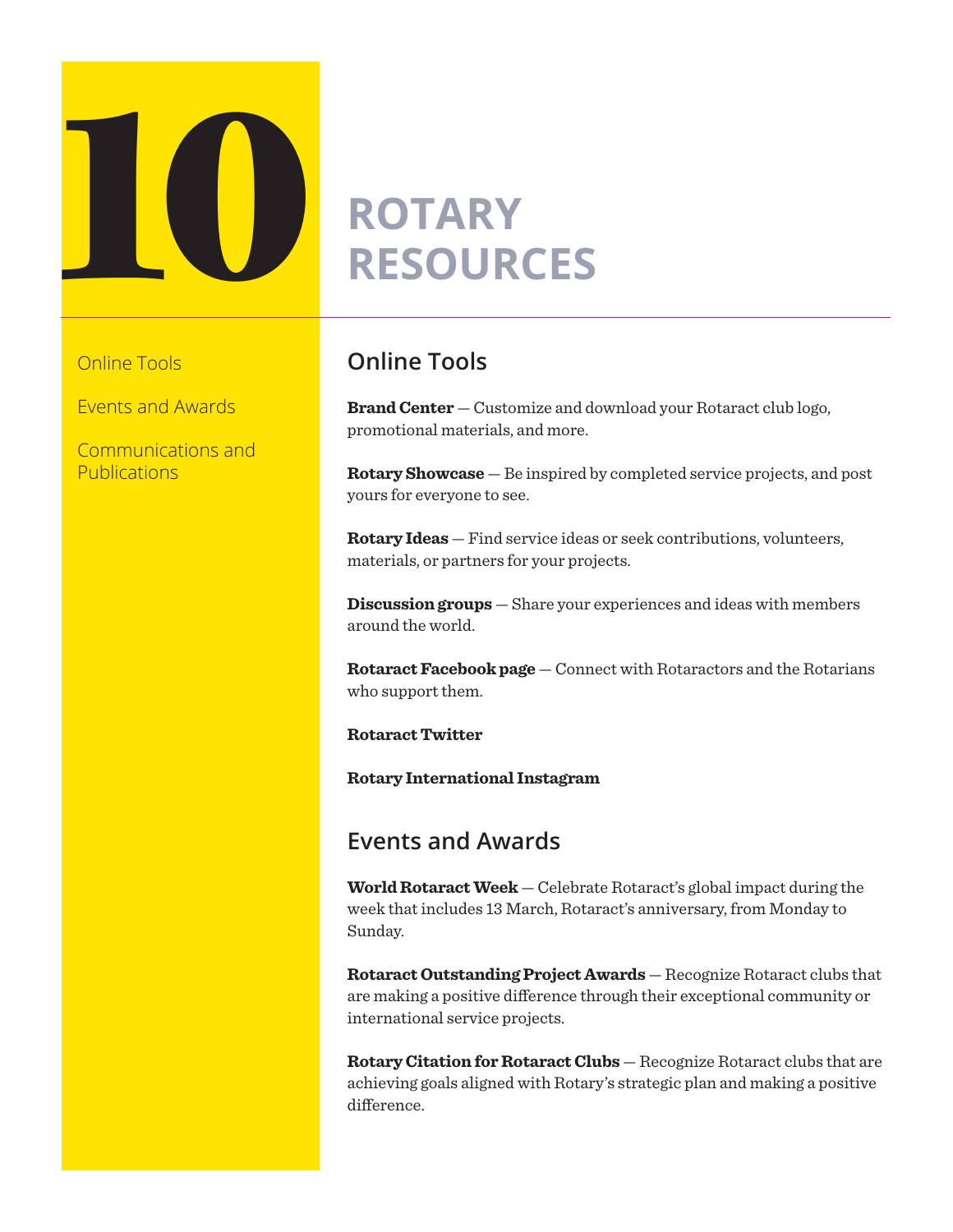# 10 ROTARY RESOURCES

Online Tools

Events and Awards

Communications and Publications

## Online Tools

**Brand Center** — Customize and download your Rotaract club logo, promotional materials, and more.

**Rotary Showcase** — Be inspired by completed service projects, and post yours for everyone to see.

**Rotary Ideas** — Find service ideas or seek contributions, volunteers, materials, or partners for your projects.

**Discussion groups** — Share your experiences and ideas with members around the world.

**Rotaract Facebook page** — Connect with Rotaractors and the Rotarians who support them.

**Rotaract Twitter**

**Rotary International Instagram**

## Events and Awards

**World Rotaract Week** — Celebrate Rotaract's global impact during the week that includes 13 March, Rotaract's anniversary, from Monday to Sunday.

**Rotaract Outstanding Project Awards** — Recognize Rotaract clubs that are making a positive difference through their exceptional community or international service projects.

**Rotary Citation for Rotaract Clubs** — Recognize Rotaract clubs that are achieving goals aligned with Rotary's strategic plan and making a positive difference.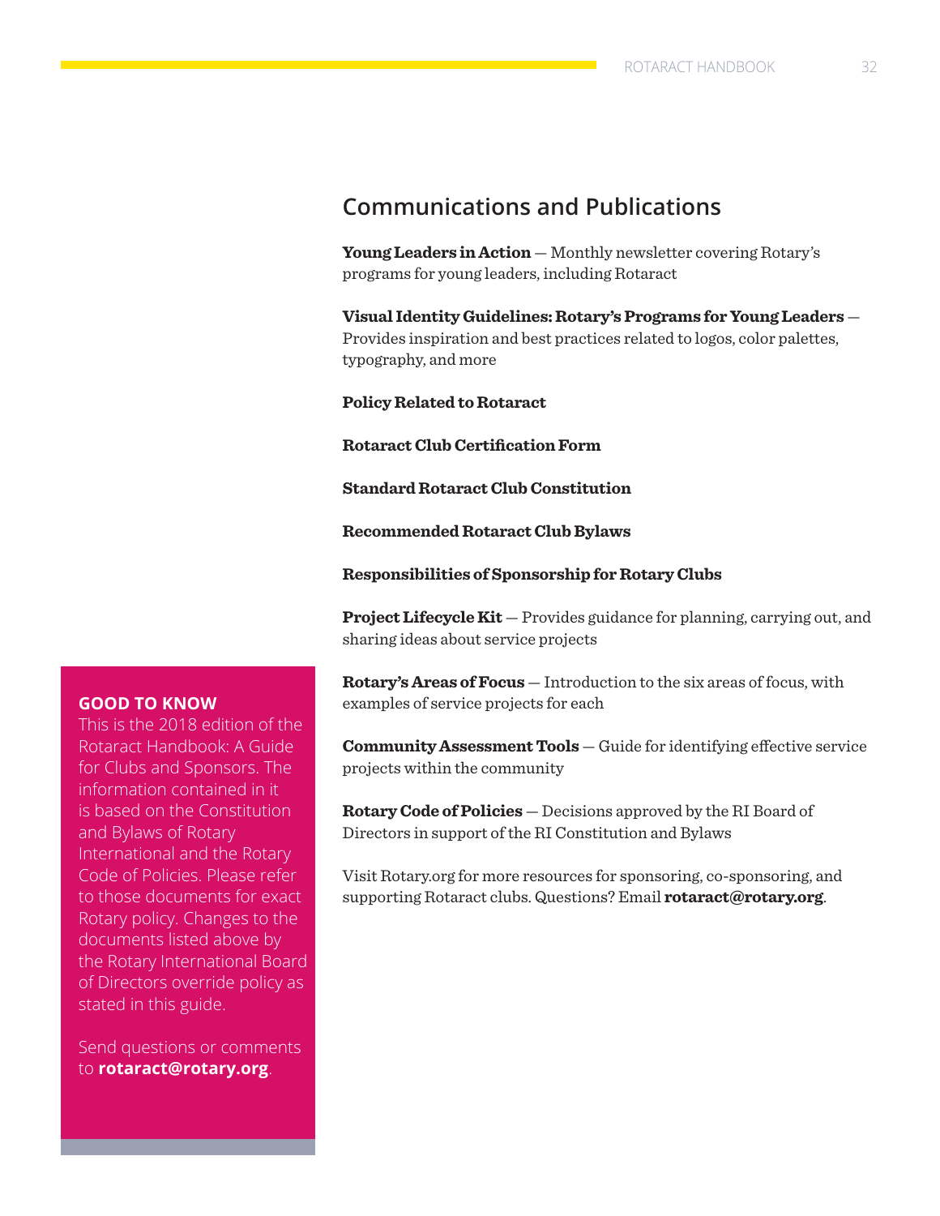## Communications and Publications

**Young Leaders in Action** — Monthly newsletter covering Rotary's programs for young leaders, including Rotaract

**Visual Identity Guidelines: Rotary's Programs for Young Leaders** — Provides inspiration and best practices related to logos, color palettes, typography, and more

**Policy Related to Rotaract**

**Rotaract Club Certification Form**

**Standard Rotaract Club Constitution**

**Recommended Rotaract Club Bylaws**

**Responsibilities of Sponsorship for Rotary Clubs**

**Project Lifecycle Kit** — Provides guidance for planning, carrying out, and sharing ideas about service projects

**Rotary's Areas of Focus** — Introduction to the six areas of focus, with examples of service projects for each

**Community Assessment Tools** — Guide for identifying effective service projects within the community

**Rotary Code of Policies** — Decisions approved by the RI Board of Directors in support of the RI Constitution and Bylaws

Visit Rotary.org for more resources for sponsoring, co-sponsoring, and supporting Rotaract clubs. Questions? Email **rotaract@rotary.org**.

**GOOD TO KNOW**

This is the 2018 edition of the Rotaract Handbook: A Guide for Clubs and Sponsors. The information contained in it is based on the Constitution and Bylaws of Rotary International and the Rotary Code of Policies. Please refer to those documents for exact Rotary policy. Changes to the documents listed above by the Rotary International Board of Directors override policy as stated in this guide.

Send questions or comments to **rotaract@rotary.org**.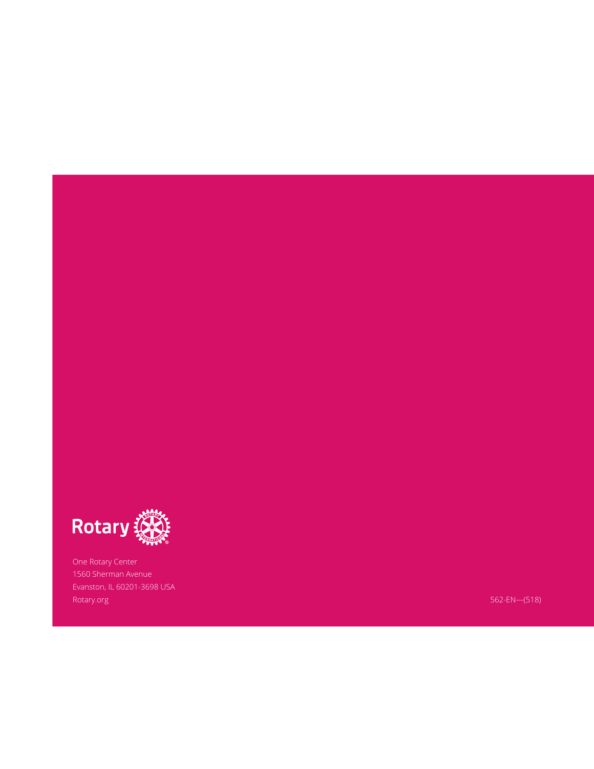Rotary

One Rotary Center
1560 Sherman Avenue
Evanston, IL 60201-3698 USA
Rotary.org

562-EN—(518)